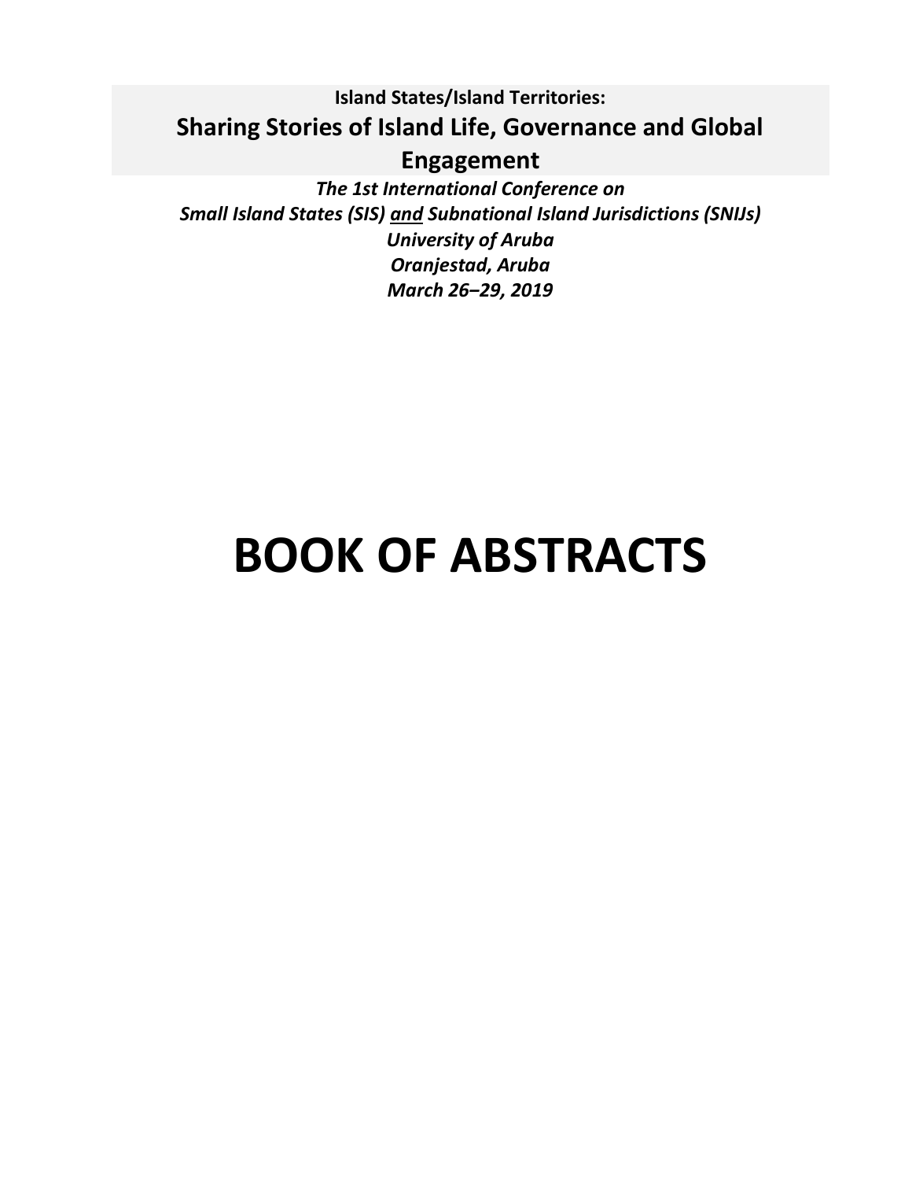**Island States/Island Territories:**

## Sharing Stories of Island Life, Governance and Global Engagement

***The 1st International Conference on***
***Small Island States (SIS) <u>and</u> Subnational Island Jurisdictions (SNIJs)***
***University of Aruba***
***Oranjestad, Aruba***
***March 26–29, 2019***

# BOOK OF ABSTRACTS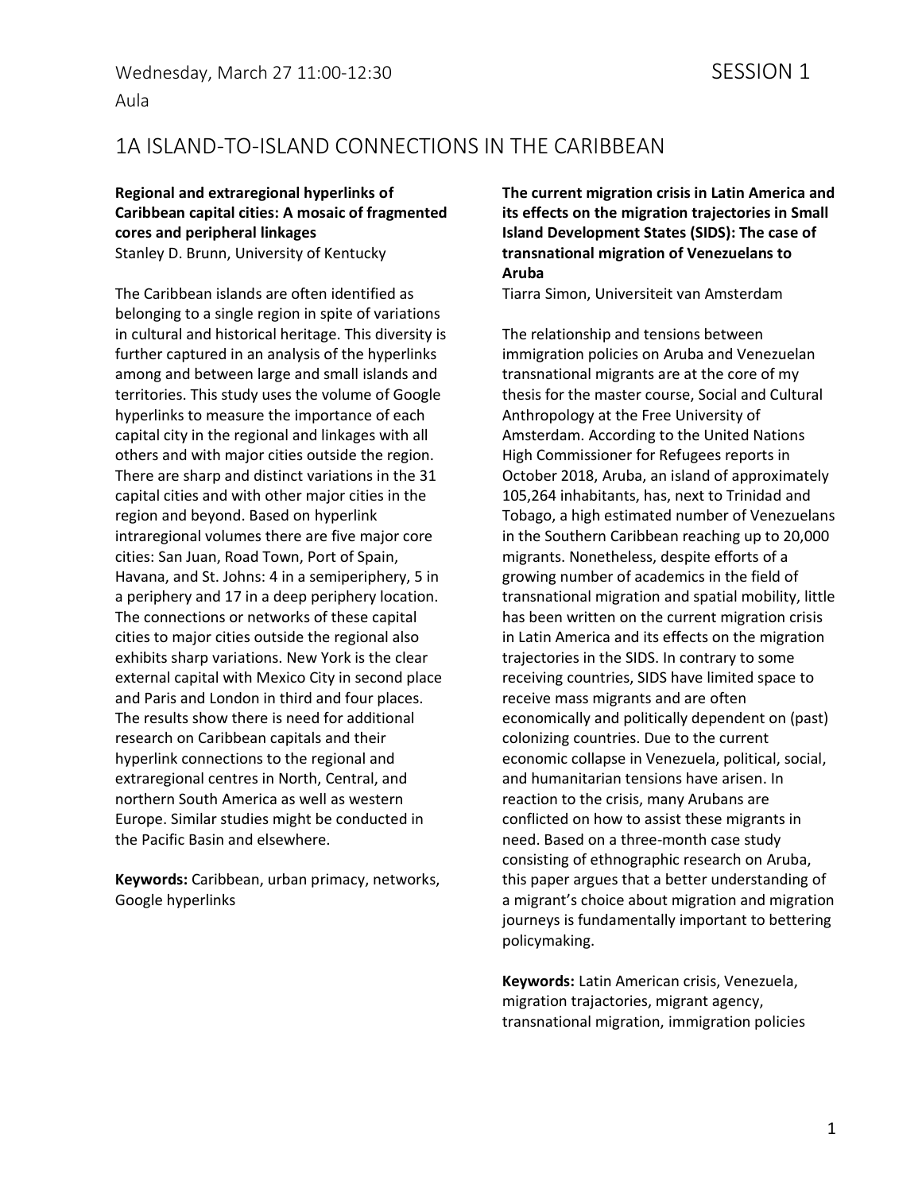Wednesday, March 27 11:00-12:30

SESSION 1

Aula

## 1A ISLAND-TO-ISLAND CONNECTIONS IN THE CARIBBEAN

**Regional and extraregional hyperlinks of Caribbean capital cities: A mosaic of fragmented cores and peripheral linkages**
Stanley D. Brunn, University of Kentucky

The Caribbean islands are often identified as belonging to a single region in spite of variations in cultural and historical heritage. This diversity is further captured in an analysis of the hyperlinks among and between large and small islands and territories. This study uses the volume of Google hyperlinks to measure the importance of each capital city in the regional and linkages with all others and with major cities outside the region. There are sharp and distinct variations in the 31 capital cities and with other major cities in the region and beyond. Based on hyperlink intraregional volumes there are five major core cities: San Juan, Road Town, Port of Spain, Havana, and St. Johns: 4 in a semiperiphery, 5 in a periphery and 17 in a deep periphery location. The connections or networks of these capital cities to major cities outside the regional also exhibits sharp variations. New York is the clear external capital with Mexico City in second place and Paris and London in third and four places. The results show there is need for additional research on Caribbean capitals and their hyperlink connections to the regional and extraregional centres in North, Central, and northern South America as well as western Europe. Similar studies might be conducted in the Pacific Basin and elsewhere.

**Keywords:** Caribbean, urban primacy, networks, Google hyperlinks

**The current migration crisis in Latin America and its effects on the migration trajectories in Small Island Development States (SIDS): The case of transnational migration of Venezuelans to Aruba**
Tiarra Simon, Universiteit van Amsterdam

The relationship and tensions between immigration policies on Aruba and Venezuelan transnational migrants are at the core of my thesis for the master course, Social and Cultural Anthropology at the Free University of Amsterdam. According to the United Nations High Commissioner for Refugees reports in October 2018, Aruba, an island of approximately 105,264 inhabitants, has, next to Trinidad and Tobago, a high estimated number of Venezuelans in the Southern Caribbean reaching up to 20,000 migrants. Nonetheless, despite efforts of a growing number of academics in the field of transnational migration and spatial mobility, little has been written on the current migration crisis in Latin America and its effects on the migration trajectories in the SIDS. In contrary to some receiving countries, SIDS have limited space to receive mass migrants and are often economically and politically dependent on (past) colonizing countries. Due to the current economic collapse in Venezuela, political, social, and humanitarian tensions have arisen. In reaction to the crisis, many Arubans are conflicted on how to assist these migrants in need. Based on a three-month case study consisting of ethnographic research on Aruba, this paper argues that a better understanding of a migrant's choice about migration and migration journeys is fundamentally important to bettering policymaking.

**Keywords:** Latin American crisis, Venezuela, migration trajactories, migrant agency, transnational migration, immigration policies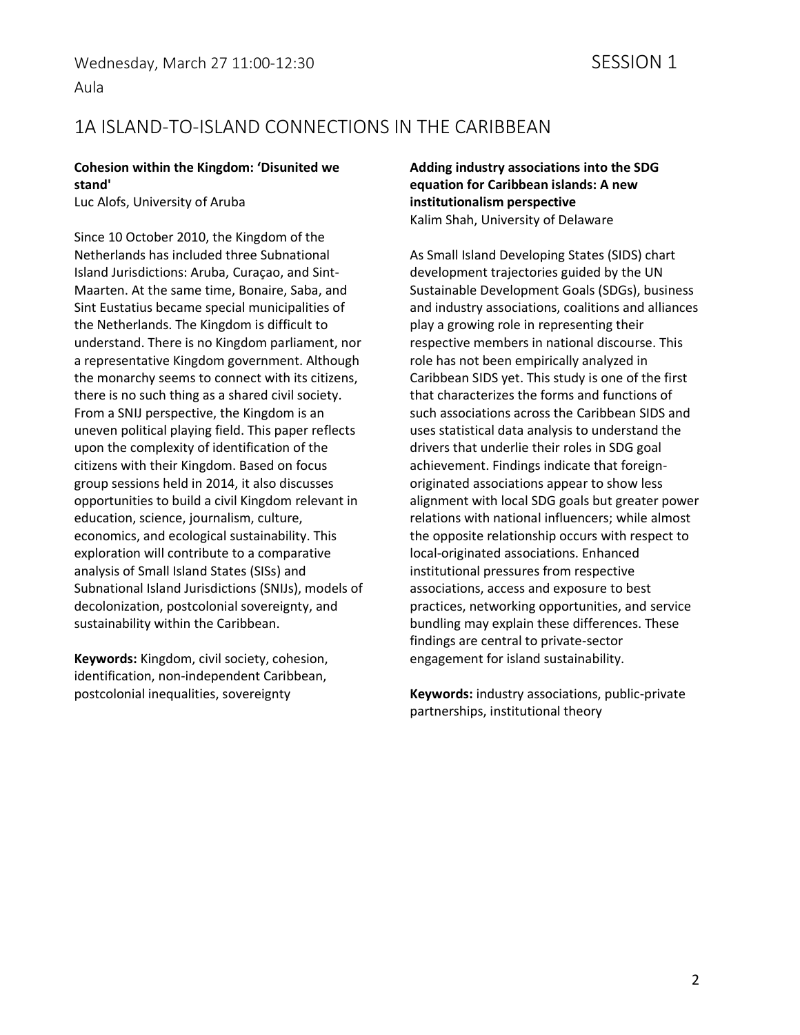Wednesday, March 27 11:00-12:30 SESSION 1

Aula

## 1A ISLAND-TO-ISLAND CONNECTIONS IN THE CARIBBEAN

### Cohesion within the Kingdom: 'Disunited we stand'

Luc Alofs, University of Aruba

Since 10 October 2010, the Kingdom of the Netherlands has included three Subnational Island Jurisdictions: Aruba, Curaçao, and Sint-Maarten. At the same time, Bonaire, Saba, and Sint Eustatius became special municipalities of the Netherlands. The Kingdom is difficult to understand. There is no Kingdom parliament, nor a representative Kingdom government. Although the monarchy seems to connect with its citizens, there is no such thing as a shared civil society. From a SNIJ perspective, the Kingdom is an uneven political playing field. This paper reflects upon the complexity of identification of the citizens with their Kingdom. Based on focus group sessions held in 2014, it also discusses opportunities to build a civil Kingdom relevant in education, science, journalism, culture, economics, and ecological sustainability. This exploration will contribute to a comparative analysis of Small Island States (SISs) and Subnational Island Jurisdictions (SNIJs), models of decolonization, postcolonial sovereignty, and sustainability within the Caribbean.

**Keywords:** Kingdom, civil society, cohesion, identification, non-independent Caribbean, postcolonial inequalities, sovereignty

### Adding industry associations into the SDG equation for Caribbean islands: A new institutionalism perspective

Kalim Shah, University of Delaware

As Small Island Developing States (SIDS) chart development trajectories guided by the UN Sustainable Development Goals (SDGs), business and industry associations, coalitions and alliances play a growing role in representing their respective members in national discourse. This role has not been empirically analyzed in Caribbean SIDS yet. This study is one of the first that characterizes the forms and functions of such associations across the Caribbean SIDS and uses statistical data analysis to understand the drivers that underlie their roles in SDG goal achievement. Findings indicate that foreign-originated associations appear to show less alignment with local SDG goals but greater power relations with national influencers; while almost the opposite relationship occurs with respect to local-originated associations. Enhanced institutional pressures from respective associations, access and exposure to best practices, networking opportunities, and service bundling may explain these differences. These findings are central to private-sector engagement for island sustainability.

**Keywords:** industry associations, public-private partnerships, institutional theory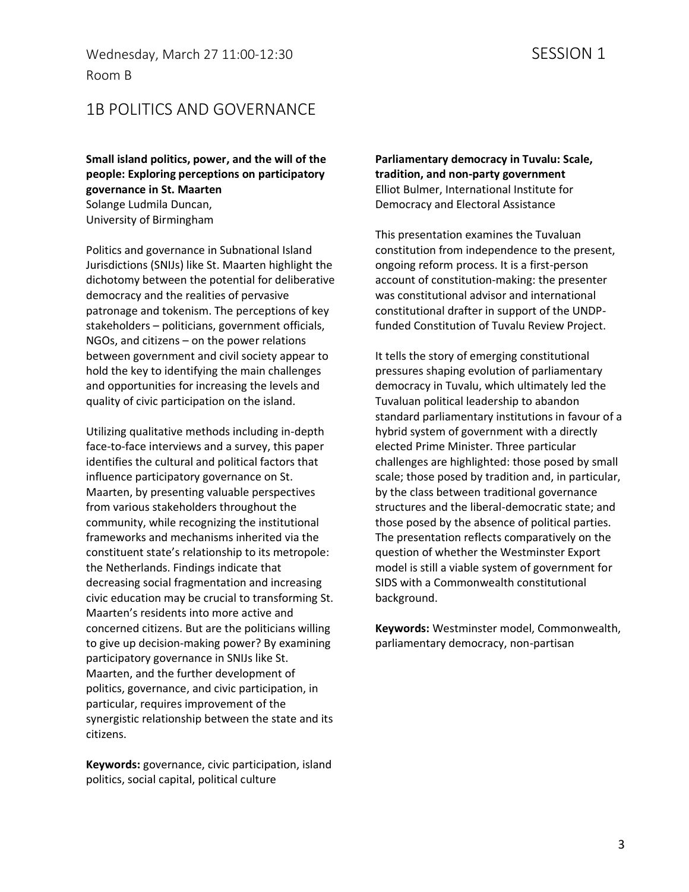Wednesday, March 27 11:00-12:30

Room B

SESSION 1

# 1B POLITICS AND GOVERNANCE

**Small island politics, power, and the will of the people: Exploring perceptions on participatory governance in St. Maarten**
Solange Ludmila Duncan,
University of Birmingham

Politics and governance in Subnational Island Jurisdictions (SNIJs) like St. Maarten highlight the dichotomy between the potential for deliberative democracy and the realities of pervasive patronage and tokenism. The perceptions of key stakeholders – politicians, government officials, NGOs, and citizens – on the power relations between government and civil society appear to hold the key to identifying the main challenges and opportunities for increasing the levels and quality of civic participation on the island.

Utilizing qualitative methods including in-depth face-to-face interviews and a survey, this paper identifies the cultural and political factors that influence participatory governance on St. Maarten, by presenting valuable perspectives from various stakeholders throughout the community, while recognizing the institutional frameworks and mechanisms inherited via the constituent state's relationship to its metropole: the Netherlands. Findings indicate that decreasing social fragmentation and increasing civic education may be crucial to transforming St. Maarten's residents into more active and concerned citizens. But are the politicians willing to give up decision-making power? By examining participatory governance in SNIJs like St. Maarten, and the further development of politics, governance, and civic participation, in particular, requires improvement of the synergistic relationship between the state and its citizens.

**Keywords:** governance, civic participation, island politics, social capital, political culture

**Parliamentary democracy in Tuvalu: Scale, tradition, and non-party government**
Elliot Bulmer, International Institute for Democracy and Electoral Assistance

This presentation examines the Tuvaluan constitution from independence to the present, ongoing reform process. It is a first-person account of constitution-making: the presenter was constitutional advisor and international constitutional drafter in support of the UNDP-funded Constitution of Tuvalu Review Project.

It tells the story of emerging constitutional pressures shaping evolution of parliamentary democracy in Tuvalu, which ultimately led the Tuvaluan political leadership to abandon standard parliamentary institutions in favour of a hybrid system of government with a directly elected Prime Minister. Three particular challenges are highlighted: those posed by small scale; those posed by tradition and, in particular, by the class between traditional governance structures and the liberal-democratic state; and those posed by the absence of political parties. The presentation reflects comparatively on the question of whether the Westminster Export model is still a viable system of government for SIDS with a Commonwealth constitutional background.

**Keywords:** Westminster model, Commonwealth, parliamentary democracy, non-partisan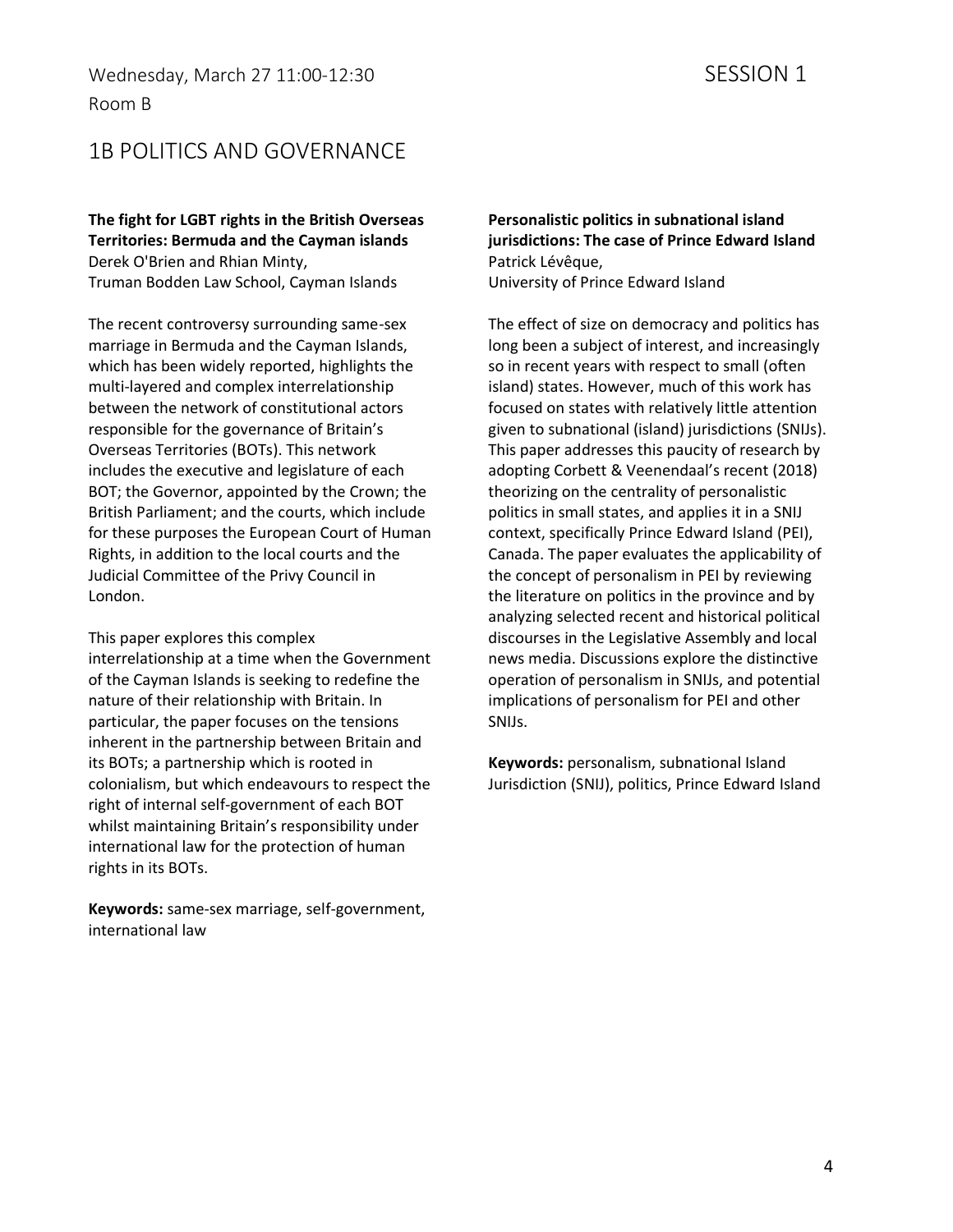Wednesday, March 27 11:00-12:30 SESSION 1

Room B

## 1B POLITICS AND GOVERNANCE

**The fight for LGBT rights in the British Overseas Territories: Bermuda and the Cayman islands**
Derek O'Brien and Rhian Minty,
Truman Bodden Law School, Cayman Islands

The recent controversy surrounding same-sex marriage in Bermuda and the Cayman Islands, which has been widely reported, highlights the multi-layered and complex interrelationship between the network of constitutional actors responsible for the governance of Britain's Overseas Territories (BOTs). This network includes the executive and legislature of each BOT; the Governor, appointed by the Crown; the British Parliament; and the courts, which include for these purposes the European Court of Human Rights, in addition to the local courts and the Judicial Committee of the Privy Council in London.

This paper explores this complex interrelationship at a time when the Government of the Cayman Islands is seeking to redefine the nature of their relationship with Britain. In particular, the paper focuses on the tensions inherent in the partnership between Britain and its BOTs; a partnership which is rooted in colonialism, but which endeavours to respect the right of internal self-government of each BOT whilst maintaining Britain's responsibility under international law for the protection of human rights in its BOTs.

**Keywords:** same-sex marriage, self-government, international law

**Personalistic politics in subnational island jurisdictions: The case of Prince Edward Island**
Patrick Lévêque,
University of Prince Edward Island

The effect of size on democracy and politics has long been a subject of interest, and increasingly so in recent years with respect to small (often island) states. However, much of this work has focused on states with relatively little attention given to subnational (island) jurisdictions (SNIJs). This paper addresses this paucity of research by adopting Corbett & Veenendaal's recent (2018) theorizing on the centrality of personalistic politics in small states, and applies it in a SNIJ context, specifically Prince Edward Island (PEI), Canada. The paper evaluates the applicability of the concept of personalism in PEI by reviewing the literature on politics in the province and by analyzing selected recent and historical political discourses in the Legislative Assembly and local news media. Discussions explore the distinctive operation of personalism in SNIJs, and potential implications of personalism for PEI and other SNIJs.

**Keywords:** personalism, subnational Island Jurisdiction (SNIJ), politics, Prince Edward Island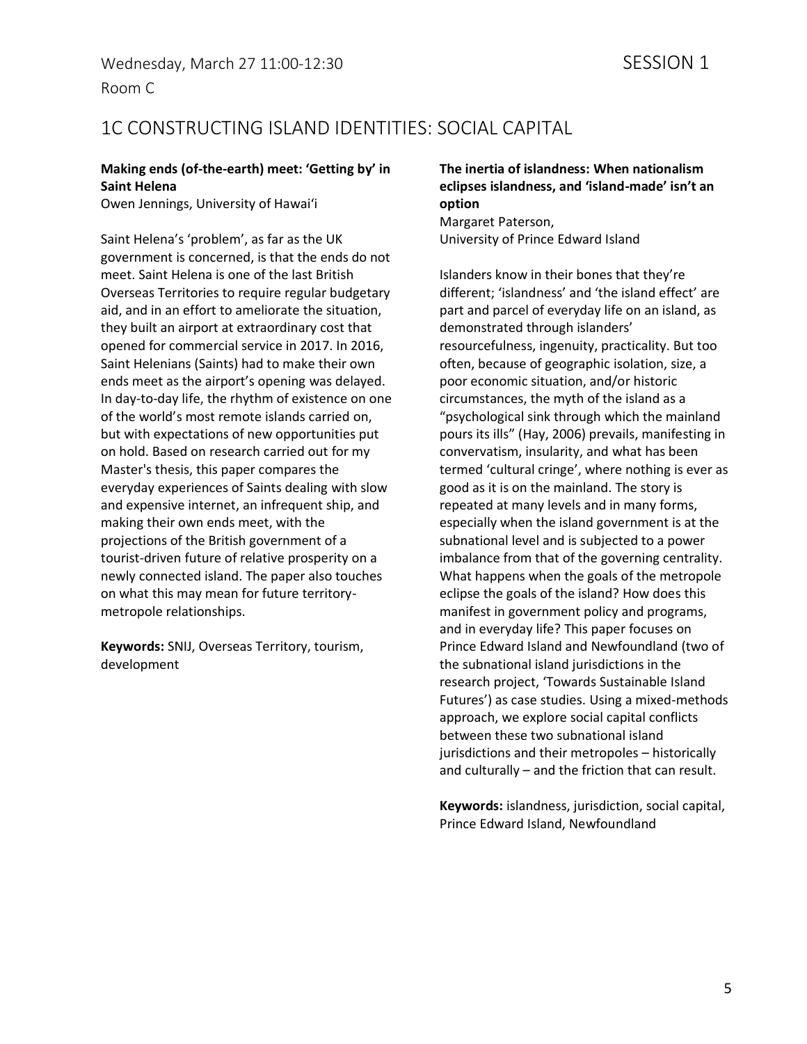Wednesday, March 27 11:00-12:30 SESSION 1

Room C

## 1C CONSTRUCTING ISLAND IDENTITIES: SOCIAL CAPITAL

### Making ends (of-the-earth) meet: 'Getting by' in Saint Helena

Owen Jennings, University of Hawai'i

Saint Helena's 'problem', as far as the UK government is concerned, is that the ends do not meet. Saint Helena is one of the last British Overseas Territories to require regular budgetary aid, and in an effort to ameliorate the situation, they built an airport at extraordinary cost that opened for commercial service in 2017. In 2016, Saint Helenians (Saints) had to make their own ends meet as the airport's opening was delayed. In day-to-day life, the rhythm of existence on one of the world's most remote islands carried on, but with expectations of new opportunities put on hold. Based on research carried out for my Master's thesis, this paper compares the everyday experiences of Saints dealing with slow and expensive internet, an infrequent ship, and making their own ends meet, with the projections of the British government of a tourist-driven future of relative prosperity on a newly connected island. The paper also touches on what this may mean for future territory-metropole relationships.

**Keywords:** SNIJ, Overseas Territory, tourism, development

### The inertia of islandness: When nationalism eclipses islandness, and 'island-made' isn't an option

Margaret Paterson,
University of Prince Edward Island

Islanders know in their bones that they're different; 'islandness' and 'the island effect' are part and parcel of everyday life on an island, as demonstrated through islanders' resourcefulness, ingenuity, practicality. But too often, because of geographic isolation, size, a poor economic situation, and/or historic circumstances, the myth of the island as a "psychological sink through which the mainland pours its ills" (Hay, 2006) prevails, manifesting in convervatism, insularity, and what has been termed 'cultural cringe', where nothing is ever as good as it is on the mainland. The story is repeated at many levels and in many forms, especially when the island government is at the subnational level and is subjected to a power imbalance from that of the governing centrality. What happens when the goals of the metropole eclipse the goals of the island? How does this manifest in government policy and programs, and in everyday life? This paper focuses on Prince Edward Island and Newfoundland (two of the subnational island jurisdictions in the research project, 'Towards Sustainable Island Futures') as case studies. Using a mixed-methods approach, we explore social capital conflicts between these two subnational island jurisdictions and their metropoles – historically and culturally – and the friction that can result.

**Keywords:** islandness, jurisdiction, social capital, Prince Edward Island, Newfoundland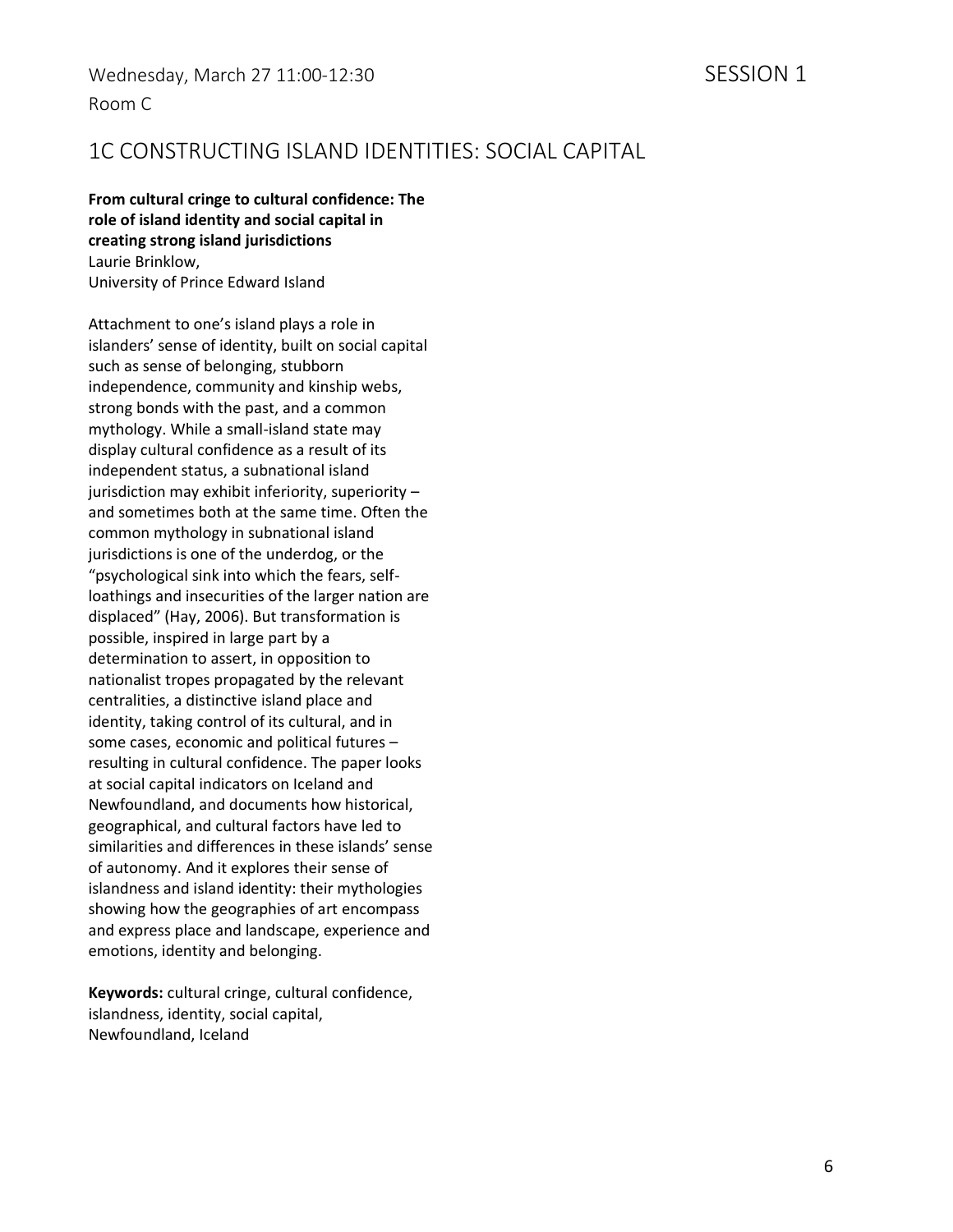Wednesday, March 27 11:00-12:30 SESSION 1

Room C

## 1C CONSTRUCTING ISLAND IDENTITIES: SOCIAL CAPITAL

**From cultural cringe to cultural confidence: The role of island identity and social capital in creating strong island jurisdictions**

Laurie Brinklow,
University of Prince Edward Island

Attachment to one's island plays a role in islanders' sense of identity, built on social capital such as sense of belonging, stubborn independence, community and kinship webs, strong bonds with the past, and a common mythology. While a small-island state may display cultural confidence as a result of its independent status, a subnational island jurisdiction may exhibit inferiority, superiority – and sometimes both at the same time. Often the common mythology in subnational island jurisdictions is one of the underdog, or the "psychological sink into which the fears, self-loathings and insecurities of the larger nation are displaced" (Hay, 2006). But transformation is possible, inspired in large part by a determination to assert, in opposition to nationalist tropes propagated by the relevant centralities, a distinctive island place and identity, taking control of its cultural, and in some cases, economic and political futures – resulting in cultural confidence. The paper looks at social capital indicators on Iceland and Newfoundland, and documents how historical, geographical, and cultural factors have led to similarities and differences in these islands' sense of autonomy. And it explores their sense of islandness and island identity: their mythologies showing how the geographies of art encompass and express place and landscape, experience and emotions, identity and belonging.

**Keywords:** cultural cringe, cultural confidence, islandness, identity, social capital, Newfoundland, Iceland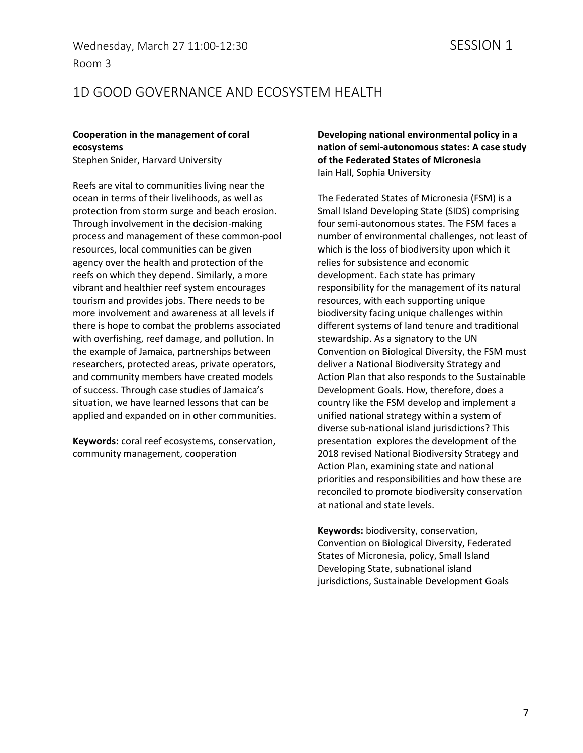Wednesday, March 27 11:00-12:30 SESSION 1

Room 3

## 1D GOOD GOVERNANCE AND ECOSYSTEM HEALTH

**Cooperation in the management of coral ecosystems**
Stephen Snider, Harvard University

Reefs are vital to communities living near the ocean in terms of their livelihoods, as well as protection from storm surge and beach erosion. Through involvement in the decision-making process and management of these common-pool resources, local communities can be given agency over the health and protection of the reefs on which they depend. Similarly, a more vibrant and healthier reef system encourages tourism and provides jobs. There needs to be more involvement and awareness at all levels if there is hope to combat the problems associated with overfishing, reef damage, and pollution. In the example of Jamaica, partnerships between researchers, protected areas, private operators, and community members have created models of success. Through case studies of Jamaica's situation, we have learned lessons that can be applied and expanded on in other communities.

**Keywords:** coral reef ecosystems, conservation, community management, cooperation

**Developing national environmental policy in a nation of semi-autonomous states: A case study of the Federated States of Micronesia**
Iain Hall, Sophia University

The Federated States of Micronesia (FSM) is a Small Island Developing State (SIDS) comprising four semi-autonomous states. The FSM faces a number of environmental challenges, not least of which is the loss of biodiversity upon which it relies for subsistence and economic development. Each state has primary responsibility for the management of its natural resources, with each supporting unique biodiversity facing unique challenges within different systems of land tenure and traditional stewardship. As a signatory to the UN Convention on Biological Diversity, the FSM must deliver a National Biodiversity Strategy and Action Plan that also responds to the Sustainable Development Goals. How, therefore, does a country like the FSM develop and implement a unified national strategy within a system of diverse sub-national island jurisdictions? This presentation explores the development of the 2018 revised National Biodiversity Strategy and Action Plan, examining state and national priorities and responsibilities and how these are reconciled to promote biodiversity conservation at national and state levels.

**Keywords:** biodiversity, conservation, Convention on Biological Diversity, Federated States of Micronesia, policy, Small Island Developing State, subnational island jurisdictions, Sustainable Development Goals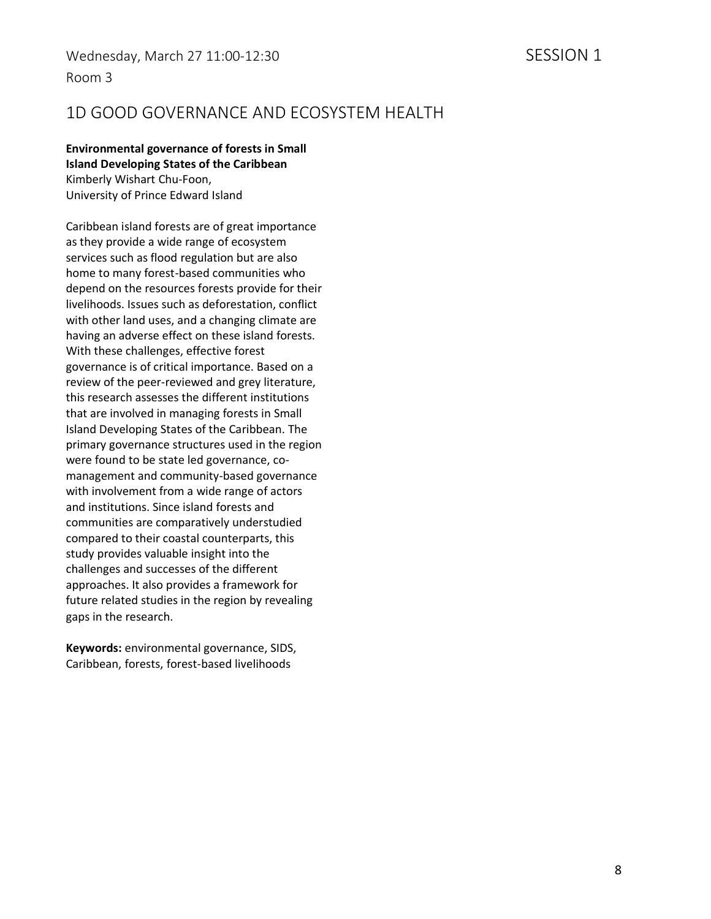Wednesday, March 27 11:00-12:30 SESSION 1

Room 3

## 1D GOOD GOVERNANCE AND ECOSYSTEM HEALTH

**Environmental governance of forests in Small Island Developing States of the Caribbean**
Kimberly Wishart Chu-Foon,
University of Prince Edward Island

Caribbean island forests are of great importance as they provide a wide range of ecosystem services such as flood regulation but are also home to many forest-based communities who depend on the resources forests provide for their livelihoods. Issues such as deforestation, conflict with other land uses, and a changing climate are having an adverse effect on these island forests. With these challenges, effective forest governance is of critical importance. Based on a review of the peer-reviewed and grey literature, this research assesses the different institutions that are involved in managing forests in Small Island Developing States of the Caribbean. The primary governance structures used in the region were found to be state led governance, co-management and community-based governance with involvement from a wide range of actors and institutions. Since island forests and communities are comparatively understudied compared to their coastal counterparts, this study provides valuable insight into the challenges and successes of the different approaches. It also provides a framework for future related studies in the region by revealing gaps in the research.

**Keywords:** environmental governance, SIDS, Caribbean, forests, forest-based livelihoods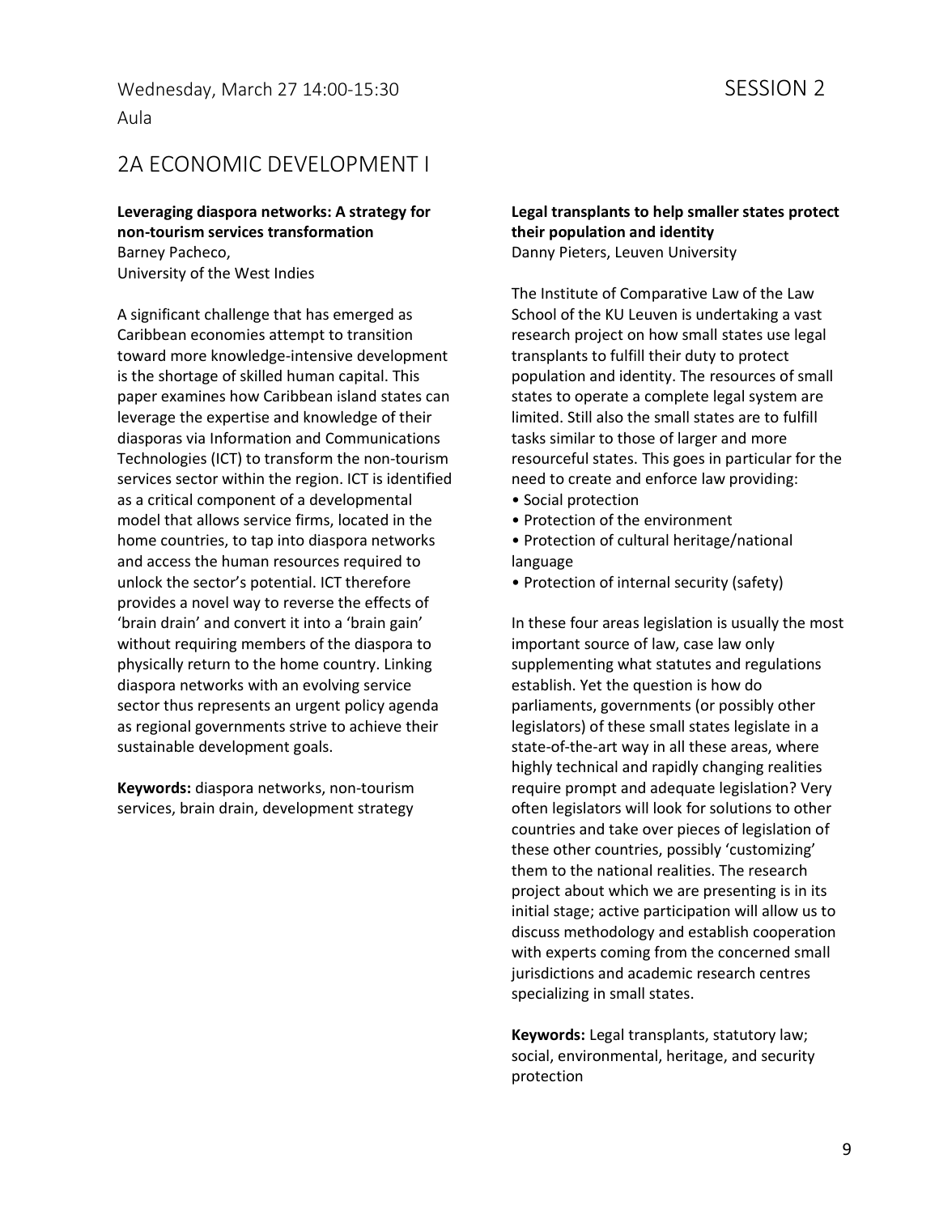Wednesday, March 27 14:00-15:30 SESSION 2

Aula

## 2A ECONOMIC DEVELOPMENT I

**Leveraging diaspora networks: A strategy for non-tourism services transformation**
Barney Pacheco,
University of the West Indies

A significant challenge that has emerged as Caribbean economies attempt to transition toward more knowledge-intensive development is the shortage of skilled human capital. This paper examines how Caribbean island states can leverage the expertise and knowledge of their diasporas via Information and Communications Technologies (ICT) to transform the non-tourism services sector within the region. ICT is identified as a critical component of a developmental model that allows service firms, located in the home countries, to tap into diaspora networks and access the human resources required to unlock the sector's potential. ICT therefore provides a novel way to reverse the effects of 'brain drain' and convert it into a 'brain gain' without requiring members of the diaspora to physically return to the home country. Linking diaspora networks with an evolving service sector thus represents an urgent policy agenda as regional governments strive to achieve their sustainable development goals.

**Keywords:** diaspora networks, non-tourism services, brain drain, development strategy

**Legal transplants to help smaller states protect their population and identity**
Danny Pieters, Leuven University

The Institute of Comparative Law of the Law School of the KU Leuven is undertaking a vast research project on how small states use legal transplants to fulfill their duty to protect population and identity. The resources of small states to operate a complete legal system are limited. Still also the small states are to fulfill tasks similar to those of larger and more resourceful states. This goes in particular for the need to create and enforce law providing:

- Social protection
- Protection of the environment
- Protection of cultural heritage/national language
- Protection of internal security (safety)

In these four areas legislation is usually the most important source of law, case law only supplementing what statutes and regulations establish. Yet the question is how do parliaments, governments (or possibly other legislators) of these small states legislate in a state-of-the-art way in all these areas, where highly technical and rapidly changing realities require prompt and adequate legislation? Very often legislators will look for solutions to other countries and take over pieces of legislation of these other countries, possibly 'customizing' them to the national realities. The research project about which we are presenting is in its initial stage; active participation will allow us to discuss methodology and establish cooperation with experts coming from the concerned small jurisdictions and academic research centres specializing in small states.

**Keywords:** Legal transplants, statutory law; social, environmental, heritage, and security protection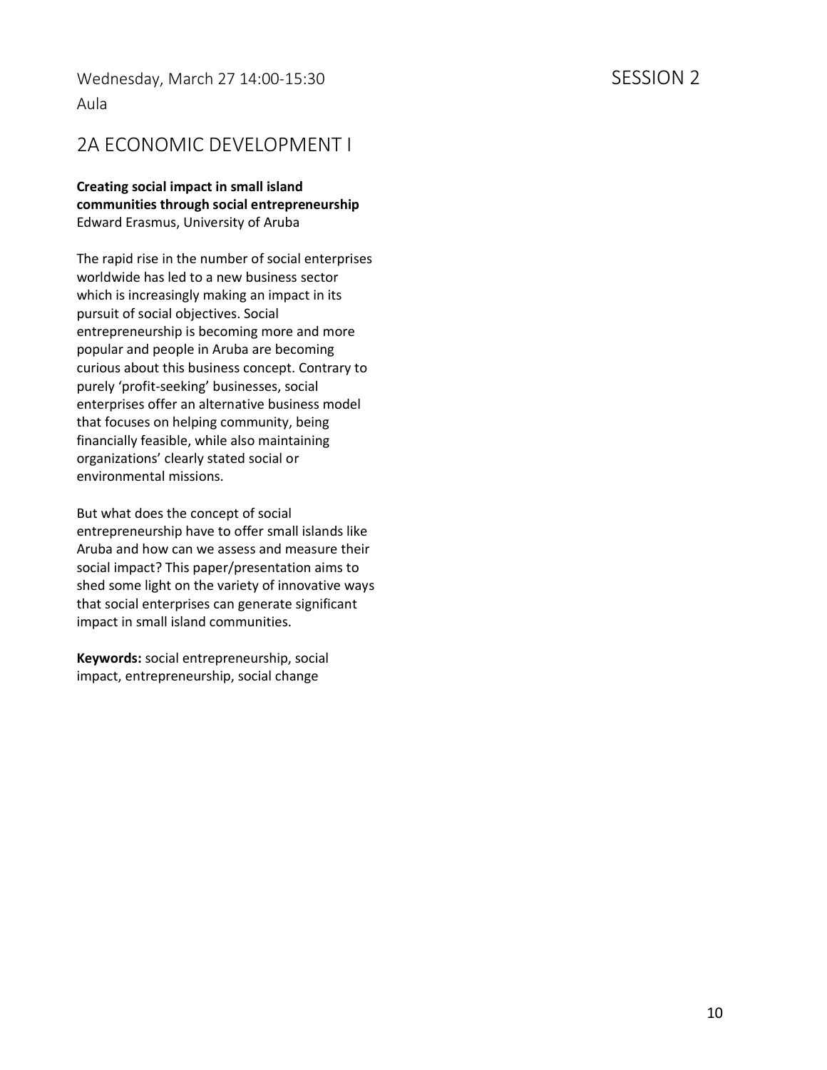Wednesday, March 27 14:00-15:30

Aula

SESSION 2

## 2A ECONOMIC DEVELOPMENT I

**Creating social impact in small island communities through social entrepreneurship**
Edward Erasmus, University of Aruba

The rapid rise in the number of social enterprises worldwide has led to a new business sector which is increasingly making an impact in its pursuit of social objectives. Social entrepreneurship is becoming more and more popular and people in Aruba are becoming curious about this business concept. Contrary to purely 'profit-seeking' businesses, social enterprises offer an alternative business model that focuses on helping community, being financially feasible, while also maintaining organizations' clearly stated social or environmental missions.

But what does the concept of social entrepreneurship have to offer small islands like Aruba and how can we assess and measure their social impact? This paper/presentation aims to shed some light on the variety of innovative ways that social enterprises can generate significant impact in small island communities.

**Keywords:** social entrepreneurship, social impact, entrepreneurship, social change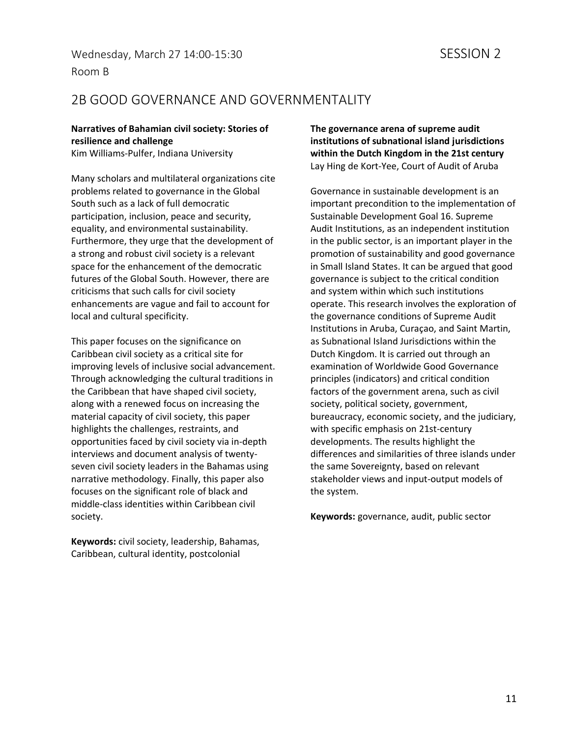Wednesday, March 27 14:00-15:30 SESSION 2

Room B

## 2B GOOD GOVERNANCE AND GOVERNMENTALITY

**Narratives of Bahamian civil society: Stories of resilience and challenge**
Kim Williams-Pulfer, Indiana University

Many scholars and multilateral organizations cite problems related to governance in the Global South such as a lack of full democratic participation, inclusion, peace and security, equality, and environmental sustainability. Furthermore, they urge that the development of a strong and robust civil society is a relevant space for the enhancement of the democratic futures of the Global South. However, there are criticisms that such calls for civil society enhancements are vague and fail to account for local and cultural specificity.

This paper focuses on the significance on Caribbean civil society as a critical site for improving levels of inclusive social advancement. Through acknowledging the cultural traditions in the Caribbean that have shaped civil society, along with a renewed focus on increasing the material capacity of civil society, this paper highlights the challenges, restraints, and opportunities faced by civil society via in-depth interviews and document analysis of twenty-seven civil society leaders in the Bahamas using narrative methodology. Finally, this paper also focuses on the significant role of black and middle-class identities within Caribbean civil society.

**Keywords:** civil society, leadership, Bahamas, Caribbean, cultural identity, postcolonial

**The governance arena of supreme audit institutions of subnational island jurisdictions within the Dutch Kingdom in the 21st century**
Lay Hing de Kort-Yee, Court of Audit of Aruba

Governance in sustainable development is an important precondition to the implementation of Sustainable Development Goal 16. Supreme Audit Institutions, as an independent institution in the public sector, is an important player in the promotion of sustainability and good governance in Small Island States. It can be argued that good governance is subject to the critical condition and system within which such institutions operate. This research involves the exploration of the governance conditions of Supreme Audit Institutions in Aruba, Curaçao, and Saint Martin, as Subnational Island Jurisdictions within the Dutch Kingdom. It is carried out through an examination of Worldwide Good Governance principles (indicators) and critical condition factors of the government arena, such as civil society, political society, government, bureaucracy, economic society, and the judiciary, with specific emphasis on 21st-century developments. The results highlight the differences and similarities of three islands under the same Sovereignty, based on relevant stakeholder views and input-output models of the system.

**Keywords:** governance, audit, public sector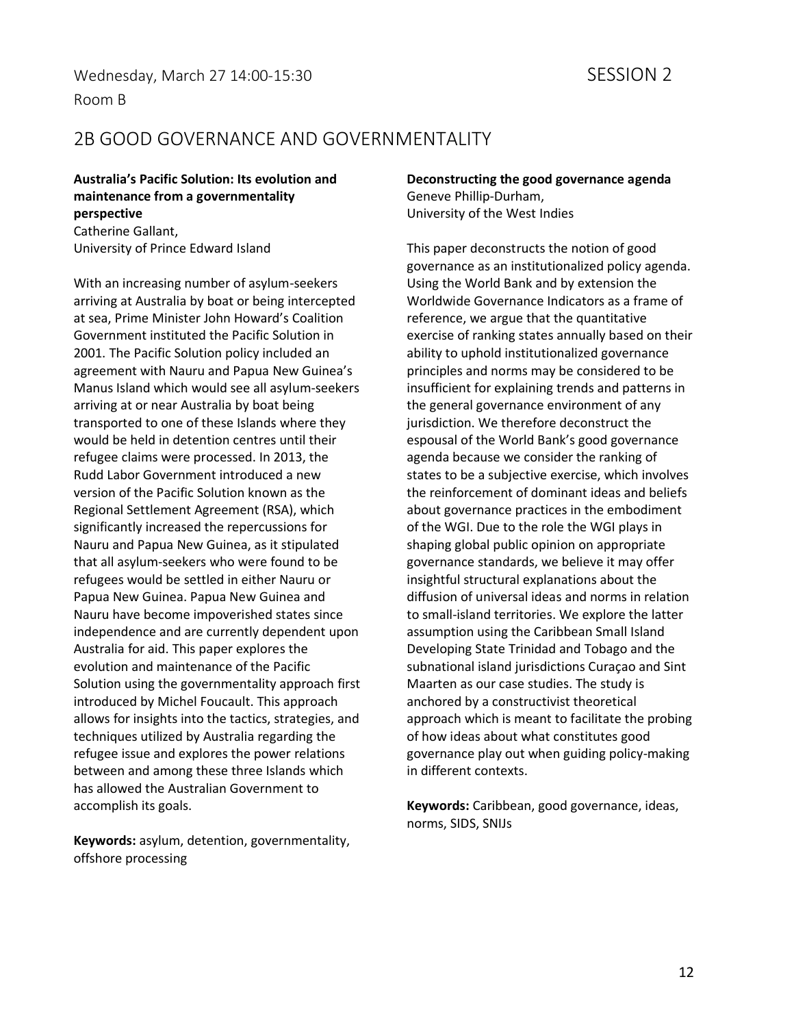Wednesday, March 27 14:00-15:30 SESSION 2

Room B

## 2B GOOD GOVERNANCE AND GOVERNMENTALITY

**Australia's Pacific Solution: Its evolution and maintenance from a governmentality perspective**
Catherine Gallant,
University of Prince Edward Island

With an increasing number of asylum-seekers arriving at Australia by boat or being intercepted at sea, Prime Minister John Howard's Coalition Government instituted the Pacific Solution in 2001. The Pacific Solution policy included an agreement with Nauru and Papua New Guinea's Manus Island which would see all asylum-seekers arriving at or near Australia by boat being transported to one of these Islands where they would be held in detention centres until their refugee claims were processed. In 2013, the Rudd Labor Government introduced a new version of the Pacific Solution known as the Regional Settlement Agreement (RSA), which significantly increased the repercussions for Nauru and Papua New Guinea, as it stipulated that all asylum-seekers who were found to be refugees would be settled in either Nauru or Papua New Guinea. Papua New Guinea and Nauru have become impoverished states since independence and are currently dependent upon Australia for aid. This paper explores the evolution and maintenance of the Pacific Solution using the governmentality approach first introduced by Michel Foucault. This approach allows for insights into the tactics, strategies, and techniques utilized by Australia regarding the refugee issue and explores the power relations between and among these three Islands which has allowed the Australian Government to accomplish its goals.

**Keywords:** asylum, detention, governmentality, offshore processing

**Deconstructing the good governance agenda**
Geneve Phillip-Durham,
University of the West Indies

This paper deconstructs the notion of good governance as an institutionalized policy agenda. Using the World Bank and by extension the Worldwide Governance Indicators as a frame of reference, we argue that the quantitative exercise of ranking states annually based on their ability to uphold institutionalized governance principles and norms may be considered to be insufficient for explaining trends and patterns in the general governance environment of any jurisdiction. We therefore deconstruct the espousal of the World Bank's good governance agenda because we consider the ranking of states to be a subjective exercise, which involves the reinforcement of dominant ideas and beliefs about governance practices in the embodiment of the WGI. Due to the role the WGI plays in shaping global public opinion on appropriate governance standards, we believe it may offer insightful structural explanations about the diffusion of universal ideas and norms in relation to small-island territories. We explore the latter assumption using the Caribbean Small Island Developing State Trinidad and Tobago and the subnational island jurisdictions Curaçao and Sint Maarten as our case studies. The study is anchored by a constructivist theoretical approach which is meant to facilitate the probing of how ideas about what constitutes good governance play out when guiding policy-making in different contexts.

**Keywords:** Caribbean, good governance, ideas, norms, SIDS, SNIJs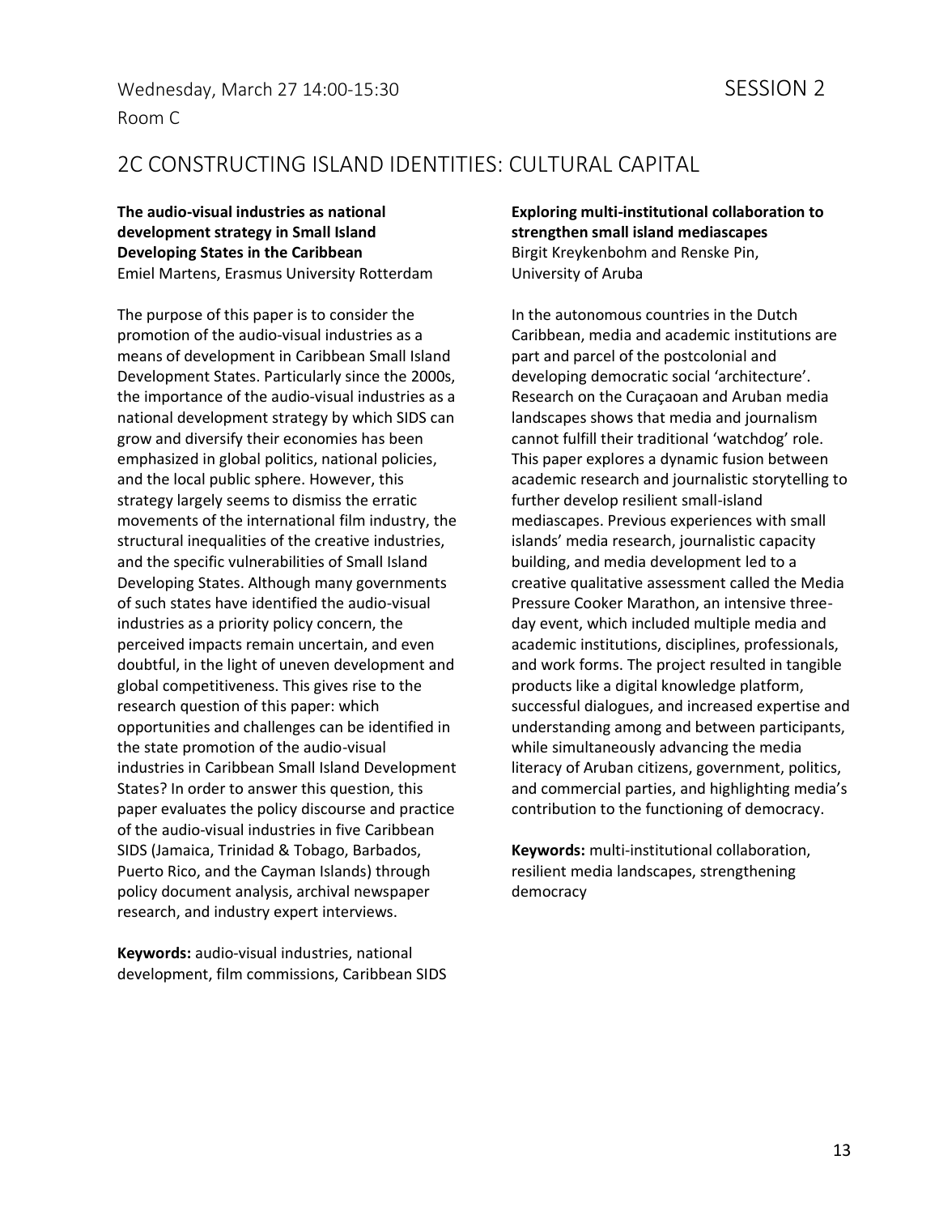Wednesday, March 27 14:00-15:30

Room C

SESSION 2

## 2C CONSTRUCTING ISLAND IDENTITIES: CULTURAL CAPITAL

**The audio-visual industries as national development strategy in Small Island Developing States in the Caribbean**
Emiel Martens, Erasmus University Rotterdam

The purpose of this paper is to consider the promotion of the audio-visual industries as a means of development in Caribbean Small Island Development States. Particularly since the 2000s, the importance of the audio-visual industries as a national development strategy by which SIDS can grow and diversify their economies has been emphasized in global politics, national policies, and the local public sphere. However, this strategy largely seems to dismiss the erratic movements of the international film industry, the structural inequalities of the creative industries, and the specific vulnerabilities of Small Island Developing States. Although many governments of such states have identified the audio-visual industries as a priority policy concern, the perceived impacts remain uncertain, and even doubtful, in the light of uneven development and global competitiveness. This gives rise to the research question of this paper: which opportunities and challenges can be identified in the state promotion of the audio-visual industries in Caribbean Small Island Development States? In order to answer this question, this paper evaluates the policy discourse and practice of the audio-visual industries in five Caribbean SIDS (Jamaica, Trinidad & Tobago, Barbados, Puerto Rico, and the Cayman Islands) through policy document analysis, archival newspaper research, and industry expert interviews.

**Keywords:** audio-visual industries, national development, film commissions, Caribbean SIDS

**Exploring multi-institutional collaboration to strengthen small island mediascapes**
Birgit Kreykenbohm and Renske Pin, University of Aruba

In the autonomous countries in the Dutch Caribbean, media and academic institutions are part and parcel of the postcolonial and developing democratic social 'architecture'. Research on the Curaçaoan and Aruban media landscapes shows that media and journalism cannot fulfill their traditional 'watchdog' role. This paper explores a dynamic fusion between academic research and journalistic storytelling to further develop resilient small-island mediascapes. Previous experiences with small islands' media research, journalistic capacity building, and media development led to a creative qualitative assessment called the Media Pressure Cooker Marathon, an intensive three-day event, which included multiple media and academic institutions, disciplines, professionals, and work forms. The project resulted in tangible products like a digital knowledge platform, successful dialogues, and increased expertise and understanding among and between participants, while simultaneously advancing the media literacy of Aruban citizens, government, politics, and commercial parties, and highlighting media's contribution to the functioning of democracy.

**Keywords:** multi-institutional collaboration, resilient media landscapes, strengthening democracy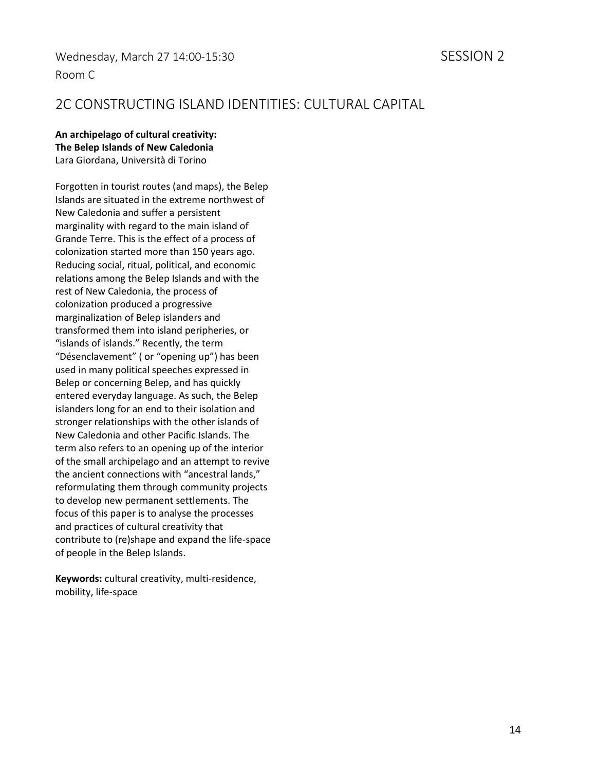Wednesday, March 27 14:00-15:30 SESSION 2

Room C

## 2C CONSTRUCTING ISLAND IDENTITIES: CULTURAL CAPITAL

**An archipelago of cultural creativity:**
**The Belep Islands of New Caledonia**
Lara Giordana, Università di Torino

Forgotten in tourist routes (and maps), the Belep Islands are situated in the extreme northwest of New Caledonia and suffer a persistent marginality with regard to the main island of Grande Terre. This is the effect of a process of colonization started more than 150 years ago. Reducing social, ritual, political, and economic relations among the Belep Islands and with the rest of New Caledonia, the process of colonization produced a progressive marginalization of Belep islanders and transformed them into island peripheries, or "islands of islands." Recently, the term "Désenclavement" ( or "opening up") has been used in many political speeches expressed in Belep or concerning Belep, and has quickly entered everyday language. As such, the Belep islanders long for an end to their isolation and stronger relationships with the other islands of New Caledonia and other Pacific Islands. The term also refers to an opening up of the interior of the small archipelago and an attempt to revive the ancient connections with "ancestral lands," reformulating them through community projects to develop new permanent settlements. The focus of this paper is to analyse the processes and practices of cultural creativity that contribute to (re)shape and expand the life-space of people in the Belep Islands.

**Keywords:** cultural creativity, multi-residence, mobility, life-space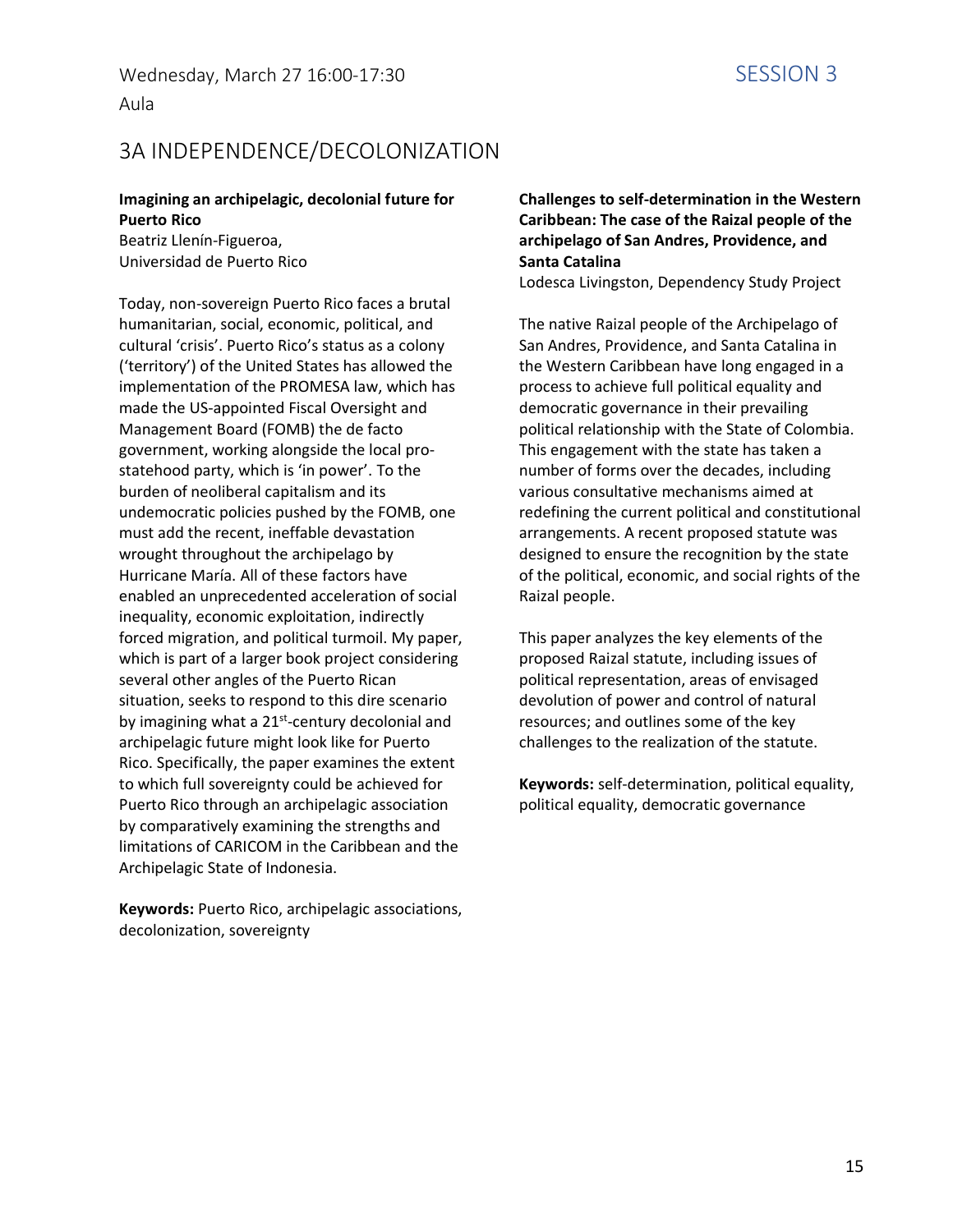Wednesday, March 27 16:00-17:30

SESSION 3

Aula

## 3A INDEPENDENCE/DECOLONIZATION

### Imagining an archipelagic, decolonial future for Puerto Rico

Beatriz Llenín-Figueroa,
Universidad de Puerto Rico

Today, non-sovereign Puerto Rico faces a brutal humanitarian, social, economic, political, and cultural 'crisis'. Puerto Rico's status as a colony ('territory') of the United States has allowed the implementation of the PROMESA law, which has made the US-appointed Fiscal Oversight and Management Board (FOMB) the de facto government, working alongside the local pro-statehood party, which is 'in power'. To the burden of neoliberal capitalism and its undemocratic policies pushed by the FOMB, one must add the recent, ineffable devastation wrought throughout the archipelago by Hurricane María. All of these factors have enabled an unprecedented acceleration of social inequality, economic exploitation, indirectly forced migration, and political turmoil. My paper, which is part of a larger book project considering several other angles of the Puerto Rican situation, seeks to respond to this dire scenario by imagining what a 21st-century decolonial and archipelagic future might look like for Puerto Rico. Specifically, the paper examines the extent to which full sovereignty could be achieved for Puerto Rico through an archipelagic association by comparatively examining the strengths and limitations of CARICOM in the Caribbean and the Archipelagic State of Indonesia.

**Keywords:** Puerto Rico, archipelagic associations, decolonization, sovereignty

### Challenges to self-determination in the Western Caribbean: The case of the Raizal people of the archipelago of San Andres, Providence, and Santa Catalina

Lodesca Livingston, Dependency Study Project

The native Raizal people of the Archipelago of San Andres, Providence, and Santa Catalina in the Western Caribbean have long engaged in a process to achieve full political equality and democratic governance in their prevailing political relationship with the State of Colombia. This engagement with the state has taken a number of forms over the decades, including various consultative mechanisms aimed at redefining the current political and constitutional arrangements. A recent proposed statute was designed to ensure the recognition by the state of the political, economic, and social rights of the Raizal people.

This paper analyzes the key elements of the proposed Raizal statute, including issues of political representation, areas of envisaged devolution of power and control of natural resources; and outlines some of the key challenges to the realization of the statute.

**Keywords:** self-determination, political equality, political equality, democratic governance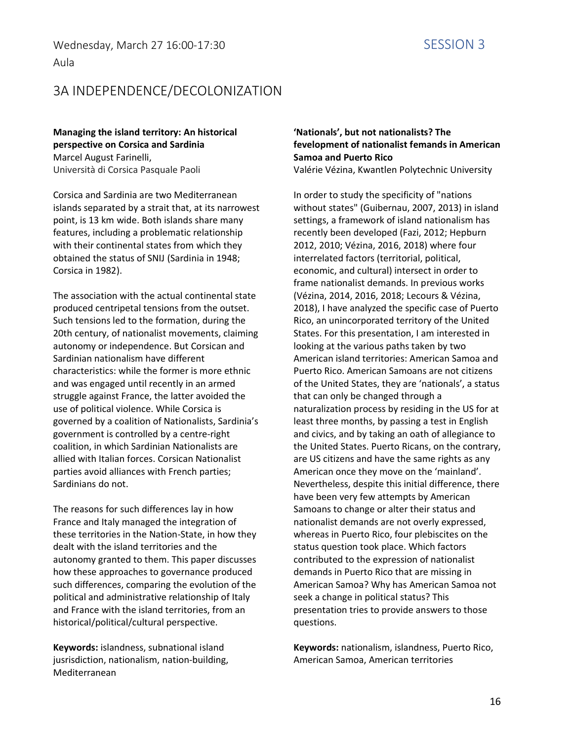Wednesday, March 27 16:00-17:30

Aula

SESSION 3

## 3A INDEPENDENCE/DECOLONIZATION

**Managing the island territory: An historical perspective on Corsica and Sardinia**
Marcel August Farinelli,
Università di Corsica Pasquale Paoli

Corsica and Sardinia are two Mediterranean islands separated by a strait that, at its narrowest point, is 13 km wide. Both islands share many features, including a problematic relationship with their continental states from which they obtained the status of SNIJ (Sardinia in 1948; Corsica in 1982).

The association with the actual continental state produced centripetal tensions from the outset. Such tensions led to the formation, during the 20th century, of nationalist movements, claiming autonomy or independence. But Corsican and Sardinian nationalism have different characteristics: while the former is more ethnic and was engaged until recently in an armed struggle against France, the latter avoided the use of political violence. While Corsica is governed by a coalition of Nationalists, Sardinia's government is controlled by a centre-right coalition, in which Sardinian Nationalists are allied with Italian forces. Corsican Nationalist parties avoid alliances with French parties; Sardinians do not.

The reasons for such differences lay in how France and Italy managed the integration of these territories in the Nation-State, in how they dealt with the island territories and the autonomy granted to them. This paper discusses how these approaches to governance produced such differences, comparing the evolution of the political and administrative relationship of Italy and France with the island territories, from an historical/political/cultural perspective.

**Keywords:** islandness, subnational island jusrisdiction, nationalism, nation-building, Mediterranean

**'Nationals', but not nationalists? The fevelopment of nationalist femands in American Samoa and Puerto Rico**
Valérie Vézina, Kwantlen Polytechnic University

In order to study the specificity of "nations without states" (Guibernau, 2007, 2013) in island settings, a framework of island nationalism has recently been developed (Fazi, 2012; Hepburn 2012, 2010; Vézina, 2016, 2018) where four interrelated factors (territorial, political, economic, and cultural) intersect in order to frame nationalist demands. In previous works (Vézina, 2014, 2016, 2018; Lecours & Vézina, 2018), I have analyzed the specific case of Puerto Rico, an unincorporated territory of the United States. For this presentation, I am interested in looking at the various paths taken by two American island territories: American Samoa and Puerto Rico. American Samoans are not citizens of the United States, they are 'nationals', a status that can only be changed through a naturalization process by residing in the US for at least three months, by passing a test in English and civics, and by taking an oath of allegiance to the United States. Puerto Ricans, on the contrary, are US citizens and have the same rights as any American once they move on the 'mainland'. Nevertheless, despite this initial difference, there have been very few attempts by American Samoans to change or alter their status and nationalist demands are not overly expressed, whereas in Puerto Rico, four plebiscites on the status question took place. Which factors contributed to the expression of nationalist demands in Puerto Rico that are missing in American Samoa? Why has American Samoa not seek a change in political status? This presentation tries to provide answers to those questions.

**Keywords:** nationalism, islandness, Puerto Rico, American Samoa, American territories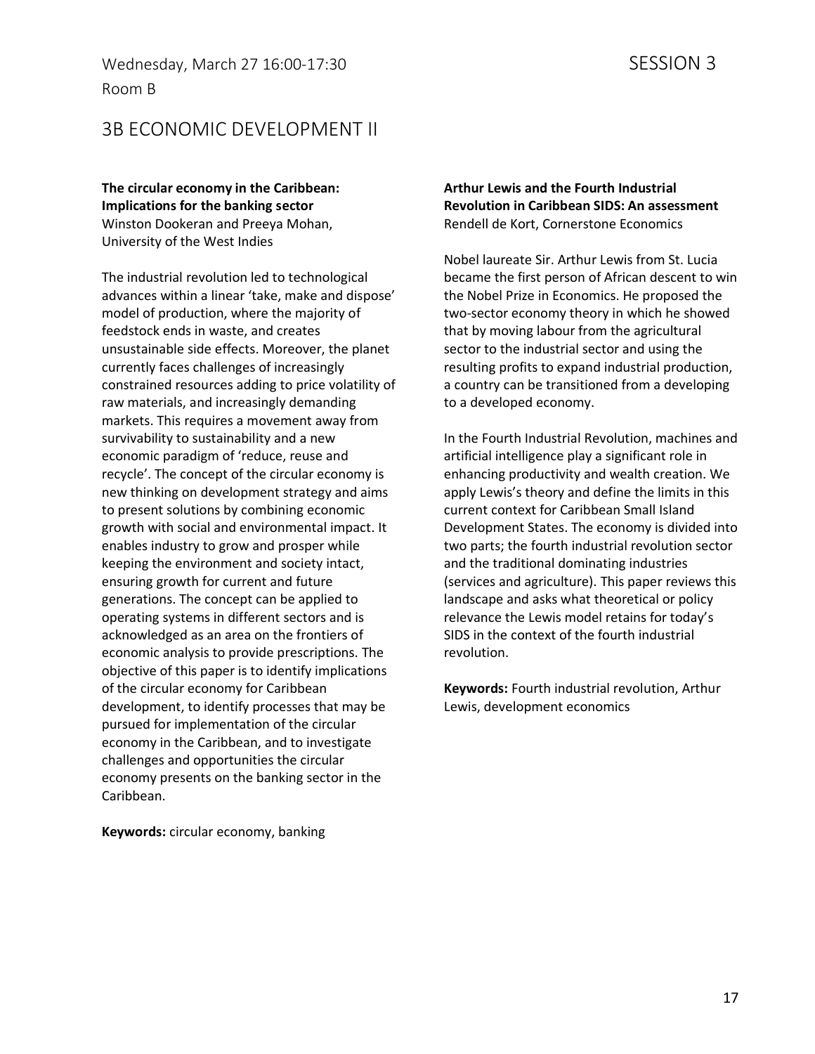Wednesday, March 27 16:00-17:30

Room B

SESSION 3

## 3B ECONOMIC DEVELOPMENT II

**The circular economy in the Caribbean: Implications for the banking sector**
Winston Dookeran and Preeya Mohan, University of the West Indies

The industrial revolution led to technological advances within a linear 'take, make and dispose' model of production, where the majority of feedstock ends in waste, and creates unsustainable side effects. Moreover, the planet currently faces challenges of increasingly constrained resources adding to price volatility of raw materials, and increasingly demanding markets. This requires a movement away from survivability to sustainability and a new economic paradigm of 'reduce, reuse and recycle'. The concept of the circular economy is new thinking on development strategy and aims to present solutions by combining economic growth with social and environmental impact. It enables industry to grow and prosper while keeping the environment and society intact, ensuring growth for current and future generations. The concept can be applied to operating systems in different sectors and is acknowledged as an area on the frontiers of economic analysis to provide prescriptions. The objective of this paper is to identify implications of the circular economy for Caribbean development, to identify processes that may be pursued for implementation of the circular economy in the Caribbean, and to investigate challenges and opportunities the circular economy presents on the banking sector in the Caribbean.

**Keywords:** circular economy, banking

**Arthur Lewis and the Fourth Industrial Revolution in Caribbean SIDS: An assessment**
Rendell de Kort, Cornerstone Economics

Nobel laureate Sir. Arthur Lewis from St. Lucia became the first person of African descent to win the Nobel Prize in Economics. He proposed the two-sector economy theory in which he showed that by moving labour from the agricultural sector to the industrial sector and using the resulting profits to expand industrial production, a country can be transitioned from a developing to a developed economy.

In the Fourth Industrial Revolution, machines and artificial intelligence play a significant role in enhancing productivity and wealth creation. We apply Lewis's theory and define the limits in this current context for Caribbean Small Island Development States. The economy is divided into two parts; the fourth industrial revolution sector and the traditional dominating industries (services and agriculture). This paper reviews this landscape and asks what theoretical or policy relevance the Lewis model retains for today's SIDS in the context of the fourth industrial revolution.

**Keywords:** Fourth industrial revolution, Arthur Lewis, development economics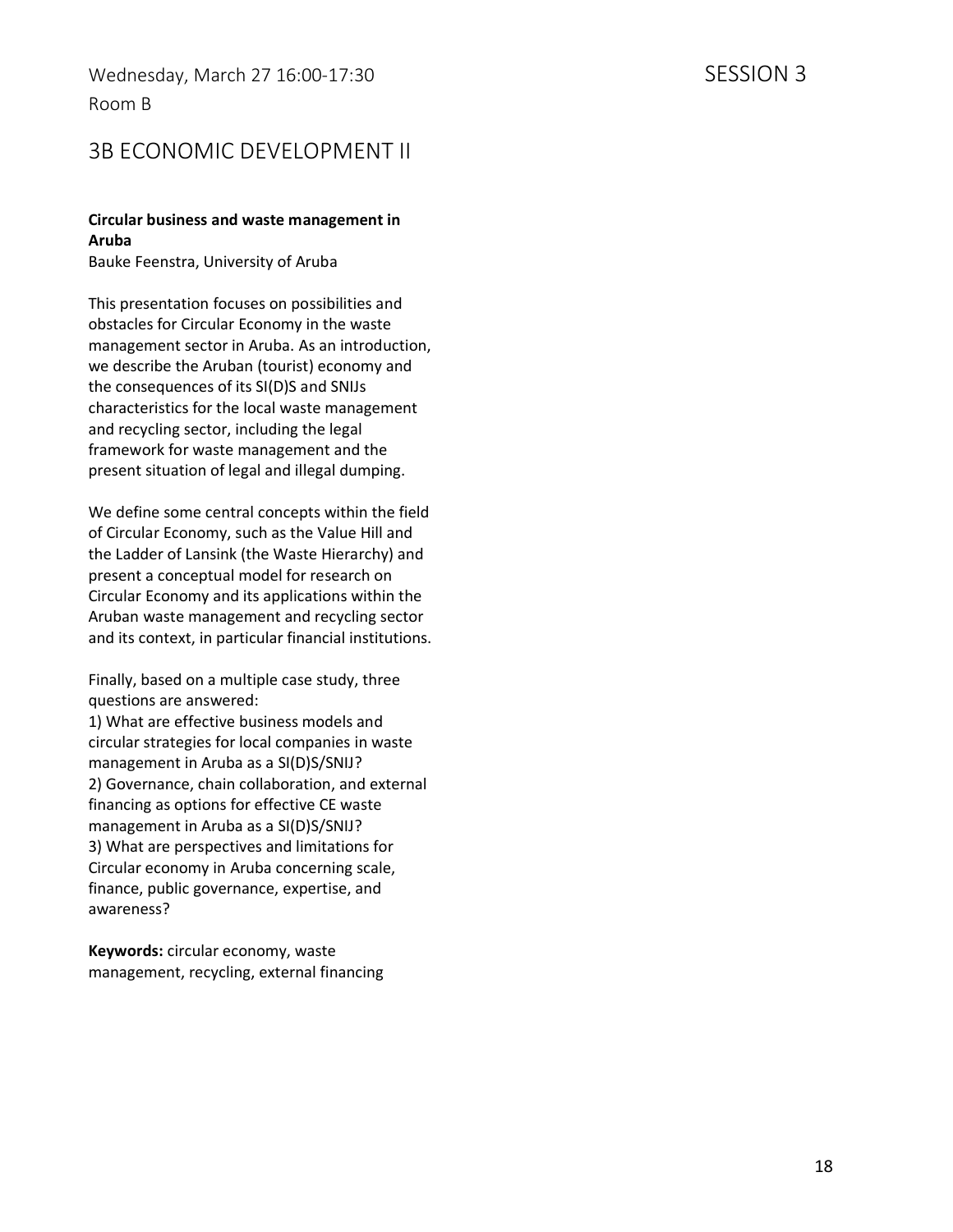Wednesday, March 27 16:00-17:30

Room B

SESSION 3

## 3B ECONOMIC DEVELOPMENT II

**Circular business and waste management in Aruba**

Bauke Feenstra, University of Aruba

This presentation focuses on possibilities and obstacles for Circular Economy in the waste management sector in Aruba. As an introduction, we describe the Aruban (tourist) economy and the consequences of its SI(D)S and SNIJs characteristics for the local waste management and recycling sector, including the legal framework for waste management and the present situation of legal and illegal dumping.

We define some central concepts within the field of Circular Economy, such as the Value Hill and the Ladder of Lansink (the Waste Hierarchy) and present a conceptual model for research on Circular Economy and its applications within the Aruban waste management and recycling sector and its context, in particular financial institutions.

Finally, based on a multiple case study, three questions are answered:

1) What are effective business models and circular strategies for local companies in waste management in Aruba as a SI(D)S/SNIJ?

2) Governance, chain collaboration, and external financing as options for effective CE waste management in Aruba as a SI(D)S/SNIJ?

3) What are perspectives and limitations for Circular economy in Aruba concerning scale, finance, public governance, expertise, and awareness?

**Keywords:** circular economy, waste management, recycling, external financing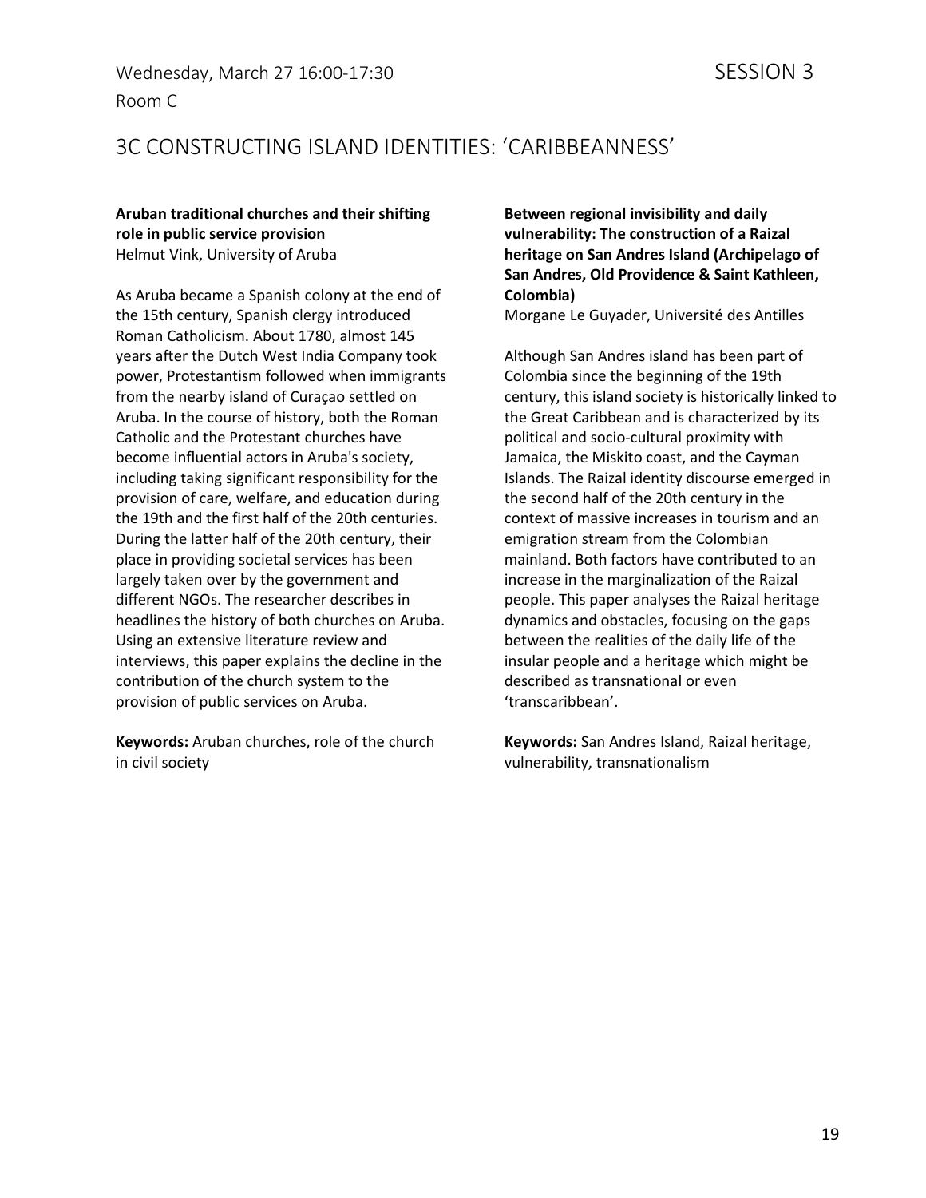Wednesday, March 27 16:00-17:30

Room C

SESSION 3

## 3C CONSTRUCTING ISLAND IDENTITIES: 'CARIBBEANNESS'

**Aruban traditional churches and their shifting role in public service provision**
Helmut Vink, University of Aruba

As Aruba became a Spanish colony at the end of the 15th century, Spanish clergy introduced Roman Catholicism. About 1780, almost 145 years after the Dutch West India Company took power, Protestantism followed when immigrants from the nearby island of Curaçao settled on Aruba. In the course of history, both the Roman Catholic and the Protestant churches have become influential actors in Aruba's society, including taking significant responsibility for the provision of care, welfare, and education during the 19th and the first half of the 20th centuries. During the latter half of the 20th century, their place in providing societal services has been largely taken over by the government and different NGOs. The researcher describes in headlines the history of both churches on Aruba. Using an extensive literature review and interviews, this paper explains the decline in the contribution of the church system to the provision of public services on Aruba.

**Keywords:** Aruban churches, role of the church in civil society

**Between regional invisibility and daily vulnerability: The construction of a Raizal heritage on San Andres Island (Archipelago of San Andres, Old Providence & Saint Kathleen, Colombia)**
Morgane Le Guyader, Université des Antilles

Although San Andres island has been part of Colombia since the beginning of the 19th century, this island society is historically linked to the Great Caribbean and is characterized by its political and socio-cultural proximity with Jamaica, the Miskito coast, and the Cayman Islands. The Raizal identity discourse emerged in the second half of the 20th century in the context of massive increases in tourism and an emigration stream from the Colombian mainland. Both factors have contributed to an increase in the marginalization of the Raizal people. This paper analyses the Raizal heritage dynamics and obstacles, focusing on the gaps between the realities of the daily life of the insular people and a heritage which might be described as transnational or even 'transcaribbean'.

**Keywords:** San Andres Island, Raizal heritage, vulnerability, transnationalism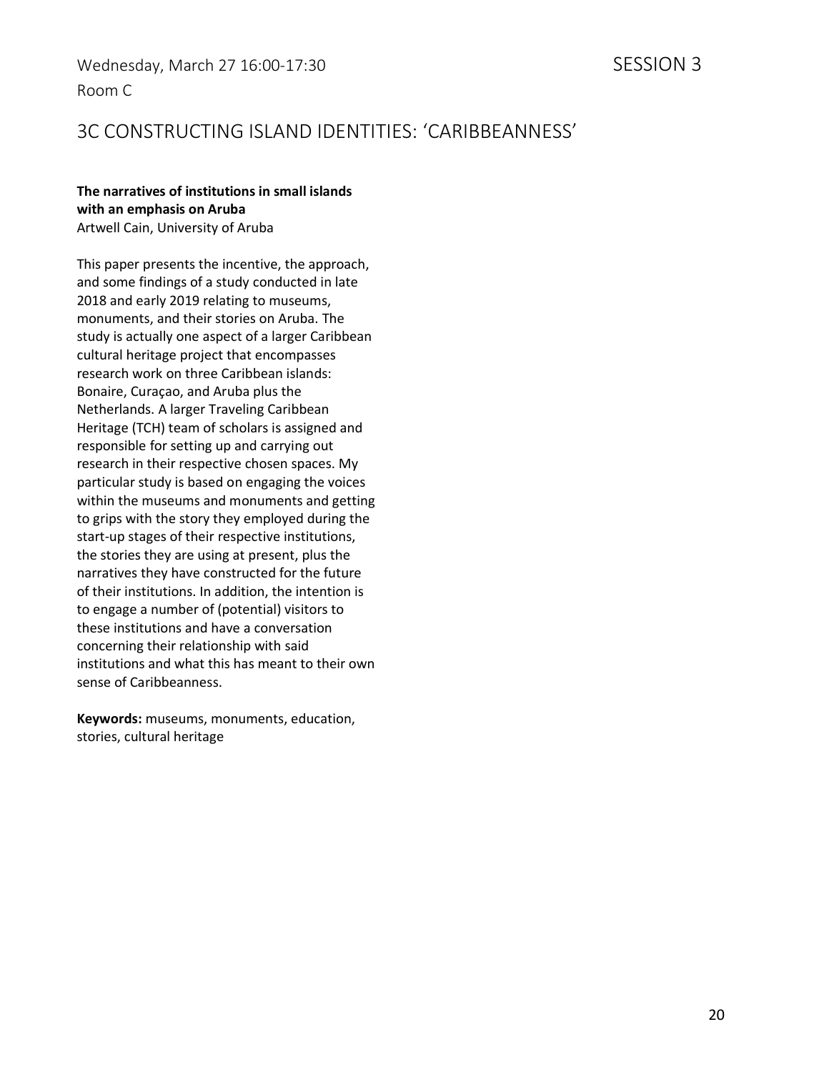Wednesday, March 27 16:00-17:30 SESSION 3

Room C

## 3C CONSTRUCTING ISLAND IDENTITIES: 'CARIBBEANNESS'

**The narratives of institutions in small islands with an emphasis on Aruba**
Artwell Cain, University of Aruba

This paper presents the incentive, the approach, and some findings of a study conducted in late 2018 and early 2019 relating to museums, monuments, and their stories on Aruba. The study is actually one aspect of a larger Caribbean cultural heritage project that encompasses research work on three Caribbean islands: Bonaire, Curaçao, and Aruba plus the Netherlands. A larger Traveling Caribbean Heritage (TCH) team of scholars is assigned and responsible for setting up and carrying out research in their respective chosen spaces. My particular study is based on engaging the voices within the museums and monuments and getting to grips with the story they employed during the start-up stages of their respective institutions, the stories they are using at present, plus the narratives they have constructed for the future of their institutions. In addition, the intention is to engage a number of (potential) visitors to these institutions and have a conversation concerning their relationship with said institutions and what this has meant to their own sense of Caribbeanness.

**Keywords:** museums, monuments, education, stories, cultural heritage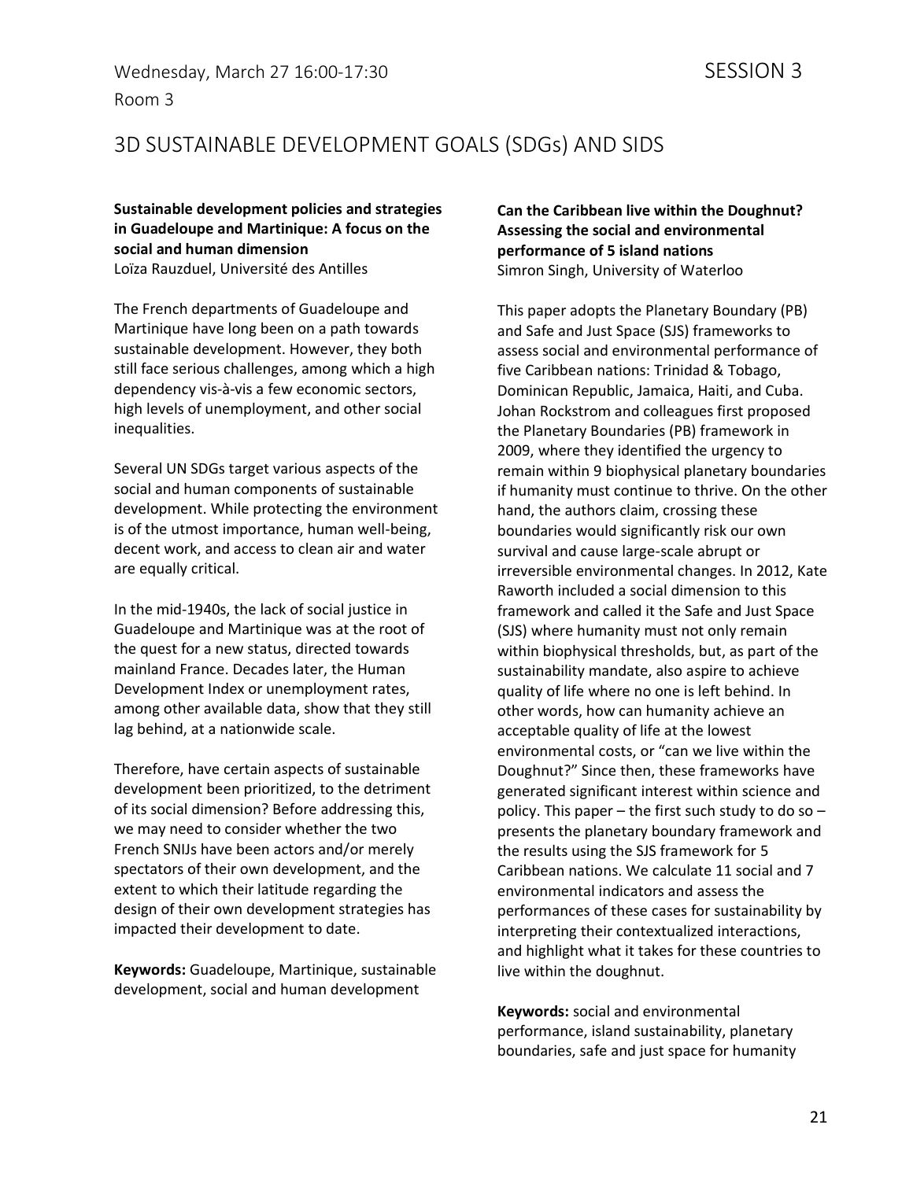Wednesday, March 27 16:00-17:30 SESSION 3

Room 3

## 3D SUSTAINABLE DEVELOPMENT GOALS (SDGs) AND SIDS

**Sustainable development policies and strategies in Guadeloupe and Martinique: A focus on the social and human dimension**
Loïza Rauzduel, Université des Antilles

The French departments of Guadeloupe and Martinique have long been on a path towards sustainable development. However, they both still face serious challenges, among which a high dependency vis-à-vis a few economic sectors, high levels of unemployment, and other social inequalities.

Several UN SDGs target various aspects of the social and human components of sustainable development. While protecting the environment is of the utmost importance, human well-being, decent work, and access to clean air and water are equally critical.

In the mid-1940s, the lack of social justice in Guadeloupe and Martinique was at the root of the quest for a new status, directed towards mainland France. Decades later, the Human Development Index or unemployment rates, among other available data, show that they still lag behind, at a nationwide scale.

Therefore, have certain aspects of sustainable development been prioritized, to the detriment of its social dimension? Before addressing this, we may need to consider whether the two French SNIJs have been actors and/or merely spectators of their own development, and the extent to which their latitude regarding the design of their own development strategies has impacted their development to date.

**Keywords:** Guadeloupe, Martinique, sustainable development, social and human development

**Can the Caribbean live within the Doughnut? Assessing the social and environmental performance of 5 island nations**
Simron Singh, University of Waterloo

This paper adopts the Planetary Boundary (PB) and Safe and Just Space (SJS) frameworks to assess social and environmental performance of five Caribbean nations: Trinidad & Tobago, Dominican Republic, Jamaica, Haiti, and Cuba. Johan Rockstrom and colleagues first proposed the Planetary Boundaries (PB) framework in 2009, where they identified the urgency to remain within 9 biophysical planetary boundaries if humanity must continue to thrive. On the other hand, the authors claim, crossing these boundaries would significantly risk our own survival and cause large-scale abrupt or irreversible environmental changes. In 2012, Kate Raworth included a social dimension to this framework and called it the Safe and Just Space (SJS) where humanity must not only remain within biophysical thresholds, but, as part of the sustainability mandate, also aspire to achieve quality of life where no one is left behind. In other words, how can humanity achieve an acceptable quality of life at the lowest environmental costs, or "can we live within the Doughnut?" Since then, these frameworks have generated significant interest within science and policy. This paper – the first such study to do so – presents the planetary boundary framework and the results using the SJS framework for 5 Caribbean nations. We calculate 11 social and 7 environmental indicators and assess the performances of these cases for sustainability by interpreting their contextualized interactions, and highlight what it takes for these countries to live within the doughnut.

**Keywords:** social and environmental performance, island sustainability, planetary boundaries, safe and just space for humanity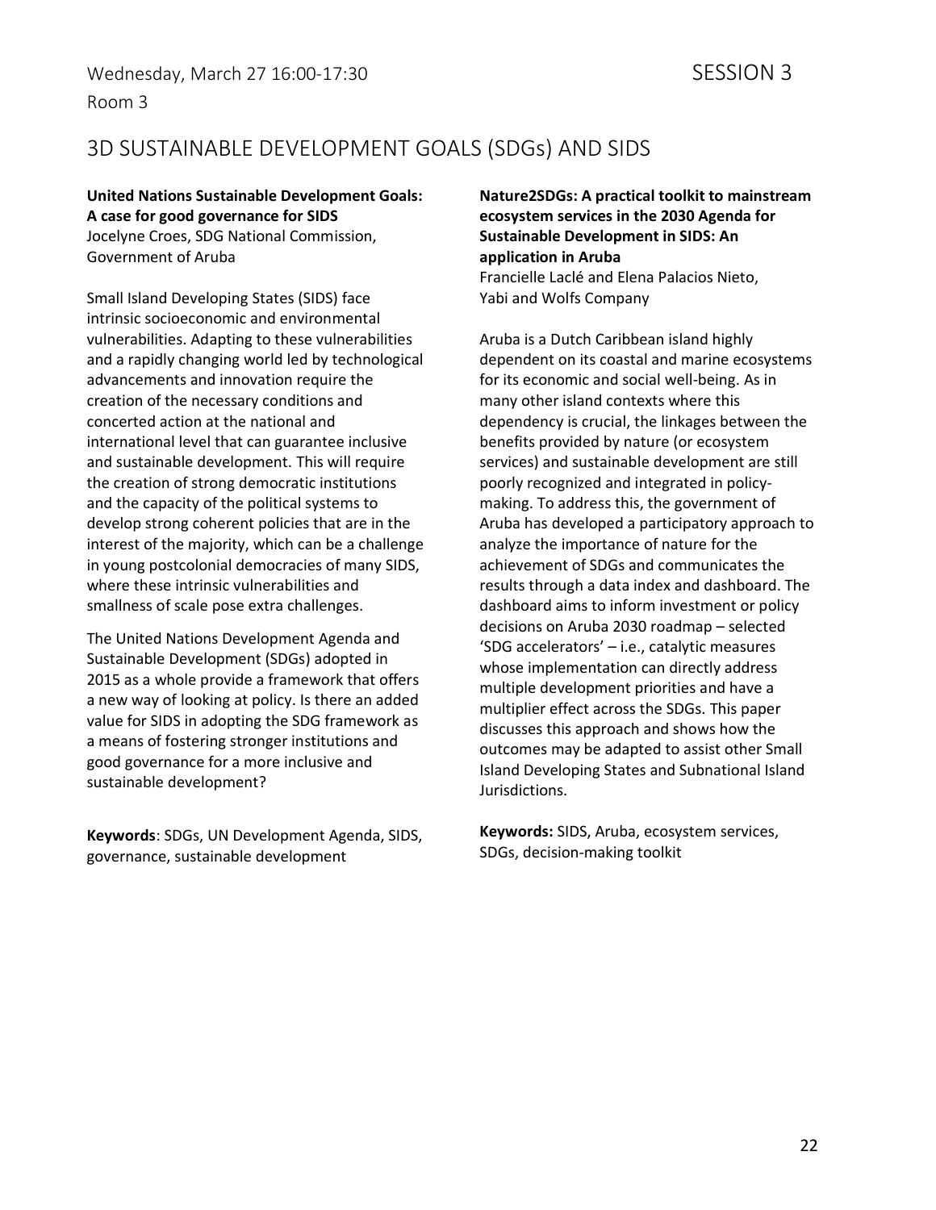Wednesday, March 27 16:00-17:30 SESSION 3

Room 3

## 3D SUSTAINABLE DEVELOPMENT GOALS (SDGs) AND SIDS

**United Nations Sustainable Development Goals: A case for good governance for SIDS**
Jocelyne Croes, SDG National Commission, Government of Aruba

Small Island Developing States (SIDS) face intrinsic socioeconomic and environmental vulnerabilities. Adapting to these vulnerabilities and a rapidly changing world led by technological advancements and innovation require the creation of the necessary conditions and concerted action at the national and international level that can guarantee inclusive and sustainable development. This will require the creation of strong democratic institutions and the capacity of the political systems to develop strong coherent policies that are in the interest of the majority, which can be a challenge in young postcolonial democracies of many SIDS, where these intrinsic vulnerabilities and smallness of scale pose extra challenges.

The United Nations Development Agenda and Sustainable Development (SDGs) adopted in 2015 as a whole provide a framework that offers a new way of looking at policy. Is there an added value for SIDS in adopting the SDG framework as a means of fostering stronger institutions and good governance for a more inclusive and sustainable development?

**Keywords**: SDGs, UN Development Agenda, SIDS, governance, sustainable development

**Nature2SDGs: A practical toolkit to mainstream ecosystem services in the 2030 Agenda for Sustainable Development in SIDS: An application in Aruba**
Francielle Laclé and Elena Palacios Nieto, Yabi and Wolfs Company

Aruba is a Dutch Caribbean island highly dependent on its coastal and marine ecosystems for its economic and social well-being. As in many other island contexts where this dependency is crucial, the linkages between the benefits provided by nature (or ecosystem services) and sustainable development are still poorly recognized and integrated in policy-making. To address this, the government of Aruba has developed a participatory approach to analyze the importance of nature for the achievement of SDGs and communicates the results through a data index and dashboard. The dashboard aims to inform investment or policy decisions on Aruba 2030 roadmap – selected 'SDG accelerators' – i.e., catalytic measures whose implementation can directly address multiple development priorities and have a multiplier effect across the SDGs. This paper discusses this approach and shows how the outcomes may be adapted to assist other Small Island Developing States and Subnational Island Jurisdictions.

**Keywords:** SIDS, Aruba, ecosystem services, SDGs, decision-making toolkit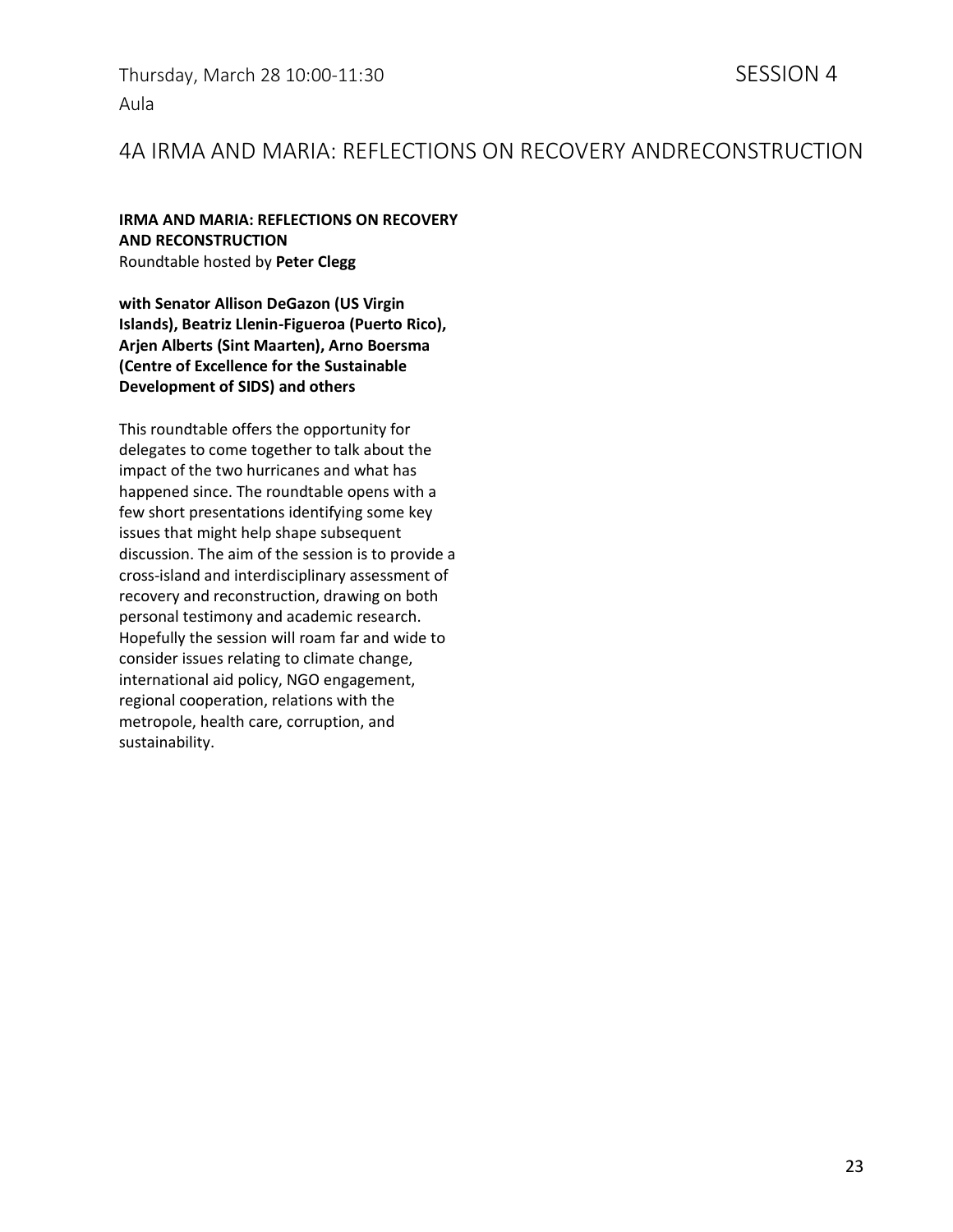Thursday, March 28 10:00-11:30 SESSION 4

Aula

## 4A IRMA AND MARIA: REFLECTIONS ON RECOVERY ANDRECONSTRUCTION

**IRMA AND MARIA: REFLECTIONS ON RECOVERY AND RECONSTRUCTION**
Roundtable hosted by **Peter Clegg**

**with Senator Allison DeGazon (US Virgin Islands), Beatriz Llenin-Figueroa (Puerto Rico), Arjen Alberts (Sint Maarten), Arno Boersma (Centre of Excellence for the Sustainable Development of SIDS) and others**

This roundtable offers the opportunity for delegates to come together to talk about the impact of the two hurricanes and what has happened since. The roundtable opens with a few short presentations identifying some key issues that might help shape subsequent discussion. The aim of the session is to provide a cross-island and interdisciplinary assessment of recovery and reconstruction, drawing on both personal testimony and academic research. Hopefully the session will roam far and wide to consider issues relating to climate change, international aid policy, NGO engagement, regional cooperation, relations with the metropole, health care, corruption, and sustainability.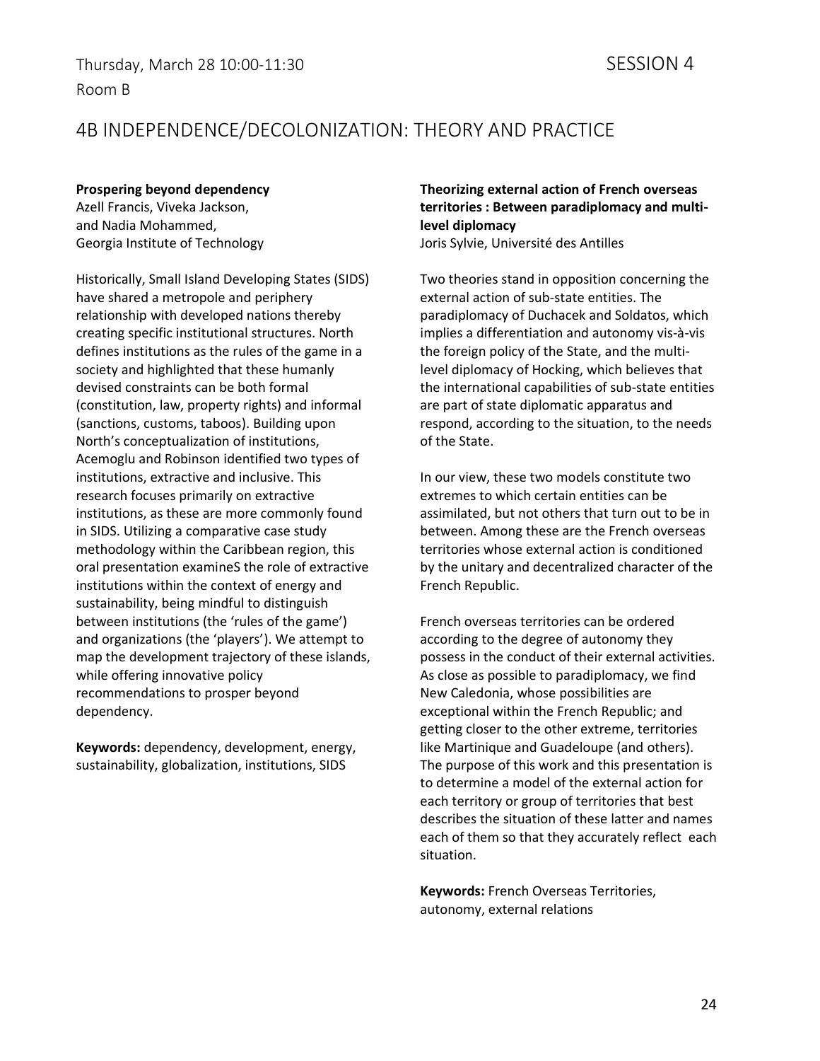Thursday, March 28 10:00-11:30 SESSION 4

Room B

# 4B INDEPENDENCE/DECOLONIZATION: THEORY AND PRACTICE

**Prospering beyond dependency**

Azell Francis, Viveka Jackson, and Nadia Mohammed, Georgia Institute of Technology

Historically, Small Island Developing States (SIDS) have shared a metropole and periphery relationship with developed nations thereby creating specific institutional structures. North defines institutions as the rules of the game in a society and highlighted that these humanly devised constraints can be both formal (constitution, law, property rights) and informal (sanctions, customs, taboos). Building upon North's conceptualization of institutions, Acemoglu and Robinson identified two types of institutions, extractive and inclusive. This research focuses primarily on extractive institutions, as these are more commonly found in SIDS. Utilizing a comparative case study methodology within the Caribbean region, this oral presentation examineS the role of extractive institutions within the context of energy and sustainability, being mindful to distinguish between institutions (the 'rules of the game') and organizations (the 'players'). We attempt to map the development trajectory of these islands, while offering innovative policy recommendations to prosper beyond dependency.

**Keywords:** dependency, development, energy, sustainability, globalization, institutions, SIDS

**Theorizing external action of French overseas territories : Between paradiplomacy and multi-level diplomacy**

Joris Sylvie, Université des Antilles

Two theories stand in opposition concerning the external action of sub-state entities. The paradiplomacy of Duchacek and Soldatos, which implies a differentiation and autonomy vis-à-vis the foreign policy of the State, and the multi-level diplomacy of Hocking, which believes that the international capabilities of sub-state entities are part of state diplomatic apparatus and respond, according to the situation, to the needs of the State.

In our view, these two models constitute two extremes to which certain entities can be assimilated, but not others that turn out to be in between. Among these are the French overseas territories whose external action is conditioned by the unitary and decentralized character of the French Republic.

French overseas territories can be ordered according to the degree of autonomy they possess in the conduct of their external activities. As close as possible to paradiplomacy, we find New Caledonia, whose possibilities are exceptional within the French Republic; and getting closer to the other extreme, territories like Martinique and Guadeloupe (and others). The purpose of this work and this presentation is to determine a model of the external action for each territory or group of territories that best describes the situation of these latter and names each of them so that they accurately reflect each situation.

**Keywords:** French Overseas Territories, autonomy, external relations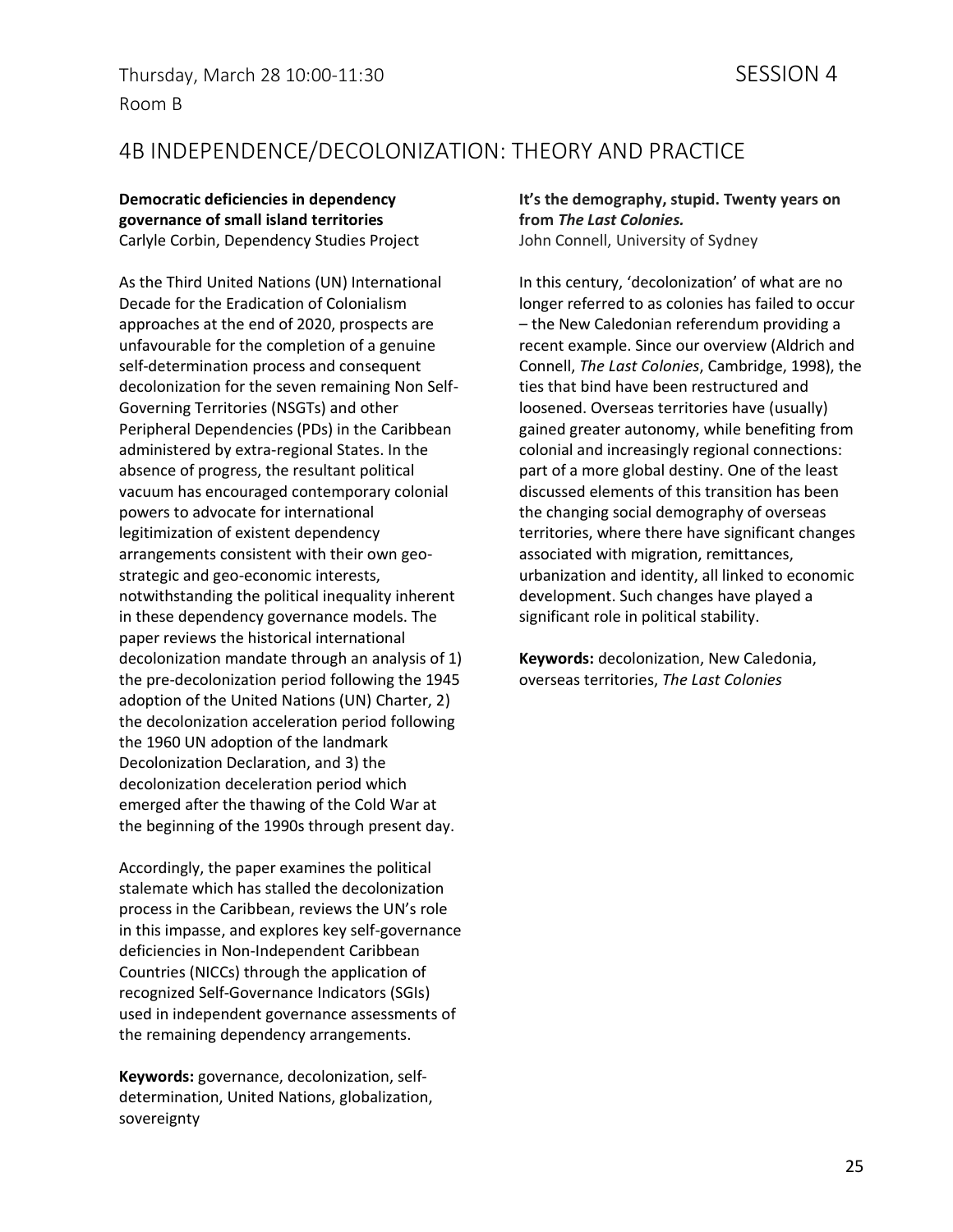Thursday, March 28 10:00-11:30

Room B

SESSION 4

## 4B INDEPENDENCE/DECOLONIZATION: THEORY AND PRACTICE

**Democratic deficiencies in dependency governance of small island territories**
Carlyle Corbin, Dependency Studies Project

As the Third United Nations (UN) International Decade for the Eradication of Colonialism approaches at the end of 2020, prospects are unfavourable for the completion of a genuine self-determination process and consequent decolonization for the seven remaining Non Self-Governing Territories (NSGTs) and other Peripheral Dependencies (PDs) in the Caribbean administered by extra-regional States. In the absence of progress, the resultant political vacuum has encouraged contemporary colonial powers to advocate for international legitimization of existent dependency arrangements consistent with their own geo-strategic and geo-economic interests, notwithstanding the political inequality inherent in these dependency governance models. The paper reviews the historical international decolonization mandate through an analysis of 1) the pre-decolonization period following the 1945 adoption of the United Nations (UN) Charter, 2) the decolonization acceleration period following the 1960 UN adoption of the landmark Decolonization Declaration, and 3) the decolonization deceleration period which emerged after the thawing of the Cold War at the beginning of the 1990s through present day.

Accordingly, the paper examines the political stalemate which has stalled the decolonization process in the Caribbean, reviews the UN's role in this impasse, and explores key self-governance deficiencies in Non-Independent Caribbean Countries (NICCs) through the application of recognized Self-Governance Indicators (SGIs) used in independent governance assessments of the remaining dependency arrangements.

**Keywords:** governance, decolonization, self-determination, United Nations, globalization, sovereignty

**It's the demography, stupid. Twenty years on from *The Last Colonies.***
John Connell, University of Sydney

In this century, 'decolonization' of what are no longer referred to as colonies has failed to occur – the New Caledonian referendum providing a recent example. Since our overview (Aldrich and Connell, *The Last Colonies*, Cambridge, 1998), the ties that bind have been restructured and loosened. Overseas territories have (usually) gained greater autonomy, while benefiting from colonial and increasingly regional connections: part of a more global destiny. One of the least discussed elements of this transition has been the changing social demography of overseas territories, where there have significant changes associated with migration, remittances, urbanization and identity, all linked to economic development. Such changes have played a significant role in political stability.

**Keywords:** decolonization, New Caledonia, overseas territories, *The Last Colonies*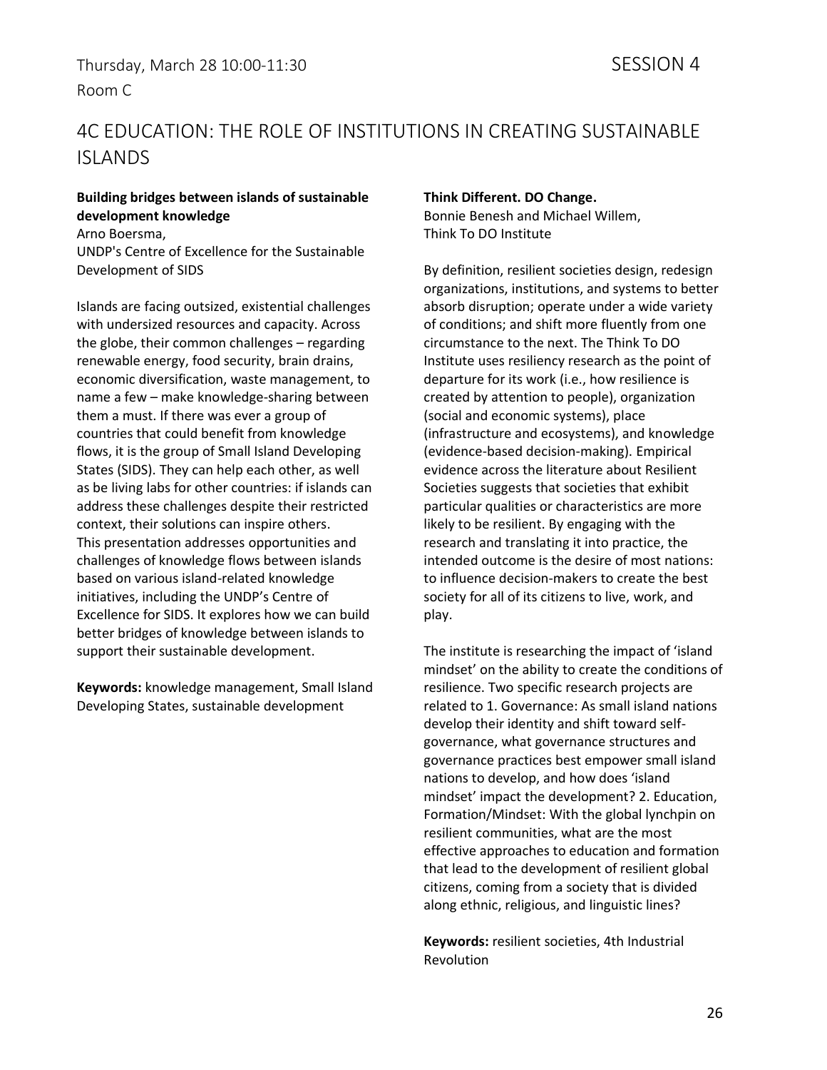Thursday, March 28 10:00-11:30 SESSION 4

Room C

## 4C EDUCATION: THE ROLE OF INSTITUTIONS IN CREATING SUSTAINABLE ISLANDS

**Building bridges between islands of sustainable development knowledge**

Arno Boersma,
UNDP's Centre of Excellence for the Sustainable Development of SIDS

Islands are facing outsized, existential challenges with undersized resources and capacity. Across the globe, their common challenges – regarding renewable energy, food security, brain drains, economic diversification, waste management, to name a few – make knowledge-sharing between them a must. If there was ever a group of countries that could benefit from knowledge flows, it is the group of Small Island Developing States (SIDS). They can help each other, as well as be living labs for other countries: if islands can address these challenges despite their restricted context, their solutions can inspire others. This presentation addresses opportunities and challenges of knowledge flows between islands based on various island-related knowledge initiatives, including the UNDP's Centre of Excellence for SIDS. It explores how we can build better bridges of knowledge between islands to support their sustainable development.

**Keywords:** knowledge management, Small Island Developing States, sustainable development

**Think Different. DO Change.**

Bonnie Benesh and Michael Willem,
Think To DO Institute

By definition, resilient societies design, redesign organizations, institutions, and systems to better absorb disruption; operate under a wide variety of conditions; and shift more fluently from one circumstance to the next. The Think To DO Institute uses resiliency research as the point of departure for its work (i.e., how resilience is created by attention to people), organization (social and economic systems), place (infrastructure and ecosystems), and knowledge (evidence-based decision-making). Empirical evidence across the literature about Resilient Societies suggests that societies that exhibit particular qualities or characteristics are more likely to be resilient. By engaging with the research and translating it into practice, the intended outcome is the desire of most nations: to influence decision-makers to create the best society for all of its citizens to live, work, and play.

The institute is researching the impact of 'island mindset' on the ability to create the conditions of resilience. Two specific research projects are related to 1. Governance: As small island nations develop their identity and shift toward self-governance, what governance structures and governance practices best empower small island nations to develop, and how does 'island mindset' impact the development? 2. Education, Formation/Mindset: With the global lynchpin on resilient communities, what are the most effective approaches to education and formation that lead to the development of resilient global citizens, coming from a society that is divided along ethnic, religious, and linguistic lines?

**Keywords:** resilient societies, 4th Industrial Revolution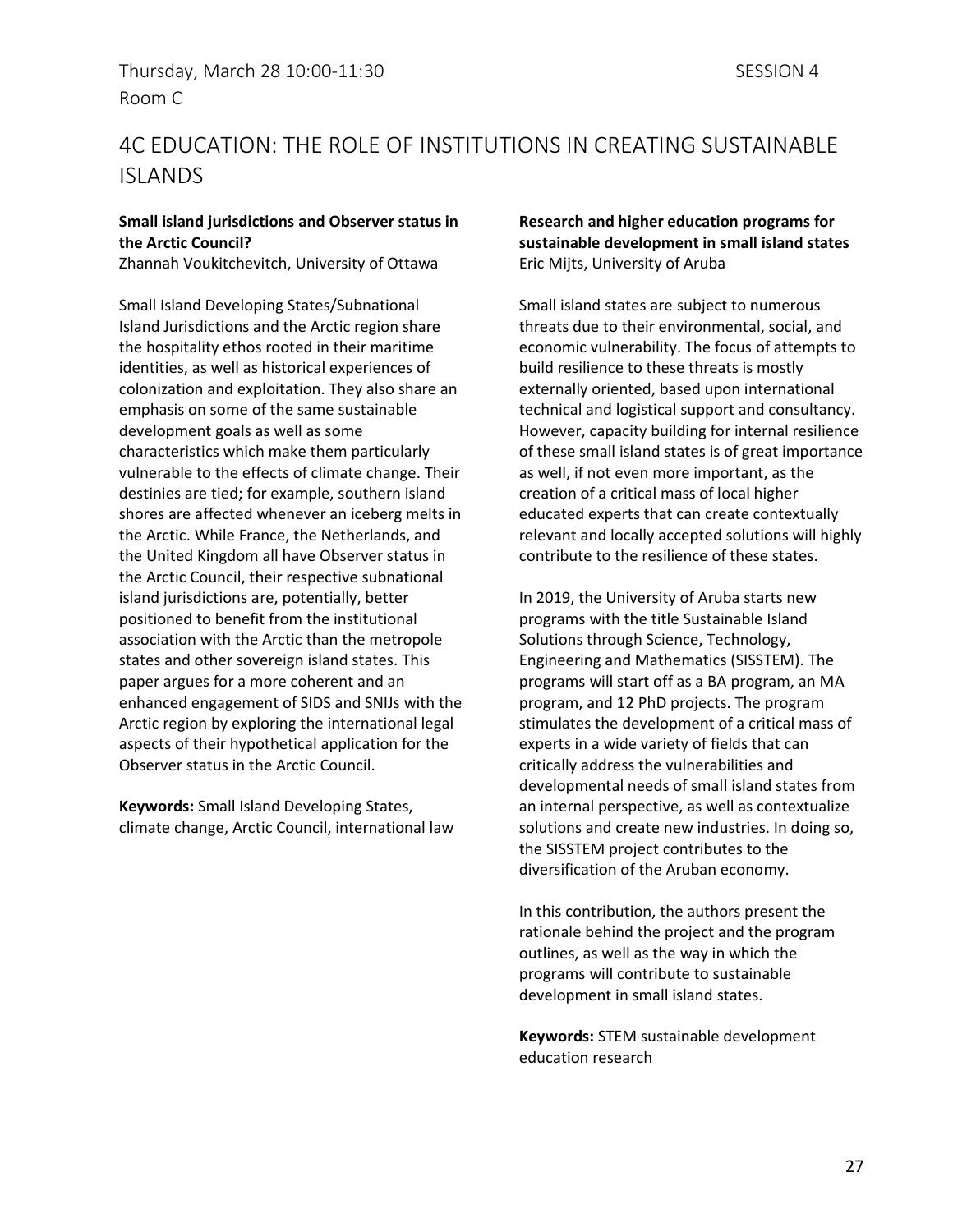Thursday, March 28 10:00-11:30 SESSION 4
Room C

## 4C EDUCATION: THE ROLE OF INSTITUTIONS IN CREATING SUSTAINABLE ISLANDS

**Small island jurisdictions and Observer status in the Arctic Council?**
Zhannah Voukitchevitch, University of Ottawa

Small Island Developing States/Subnational Island Jurisdictions and the Arctic region share the hospitality ethos rooted in their maritime identities, as well as historical experiences of colonization and exploitation. They also share an emphasis on some of the same sustainable development goals as well as some characteristics which make them particularly vulnerable to the effects of climate change. Their destinies are tied; for example, southern island shores are affected whenever an iceberg melts in the Arctic. While France, the Netherlands, and the United Kingdom all have Observer status in the Arctic Council, their respective subnational island jurisdictions are, potentially, better positioned to benefit from the institutional association with the Arctic than the metropole states and other sovereign island states. This paper argues for a more coherent and an enhanced engagement of SIDS and SNIJs with the Arctic region by exploring the international legal aspects of their hypothetical application for the Observer status in the Arctic Council.

**Keywords:** Small Island Developing States, climate change, Arctic Council, international law

**Research and higher education programs for sustainable development in small island states**
Eric Mijts, University of Aruba

Small island states are subject to numerous threats due to their environmental, social, and economic vulnerability. The focus of attempts to build resilience to these threats is mostly externally oriented, based upon international technical and logistical support and consultancy. However, capacity building for internal resilience of these small island states is of great importance as well, if not even more important, as the creation of a critical mass of local higher educated experts that can create contextually relevant and locally accepted solutions will highly contribute to the resilience of these states.

In 2019, the University of Aruba starts new programs with the title Sustainable Island Solutions through Science, Technology, Engineering and Mathematics (SISSTEM). The programs will start off as a BA program, an MA program, and 12 PhD projects. The program stimulates the development of a critical mass of experts in a wide variety of fields that can critically address the vulnerabilities and developmental needs of small island states from an internal perspective, as well as contextualize solutions and create new industries. In doing so, the SISSTEM project contributes to the diversification of the Aruban economy.

In this contribution, the authors present the rationale behind the project and the program outlines, as well as the way in which the programs will contribute to sustainable development in small island states.

**Keywords:** STEM sustainable development education research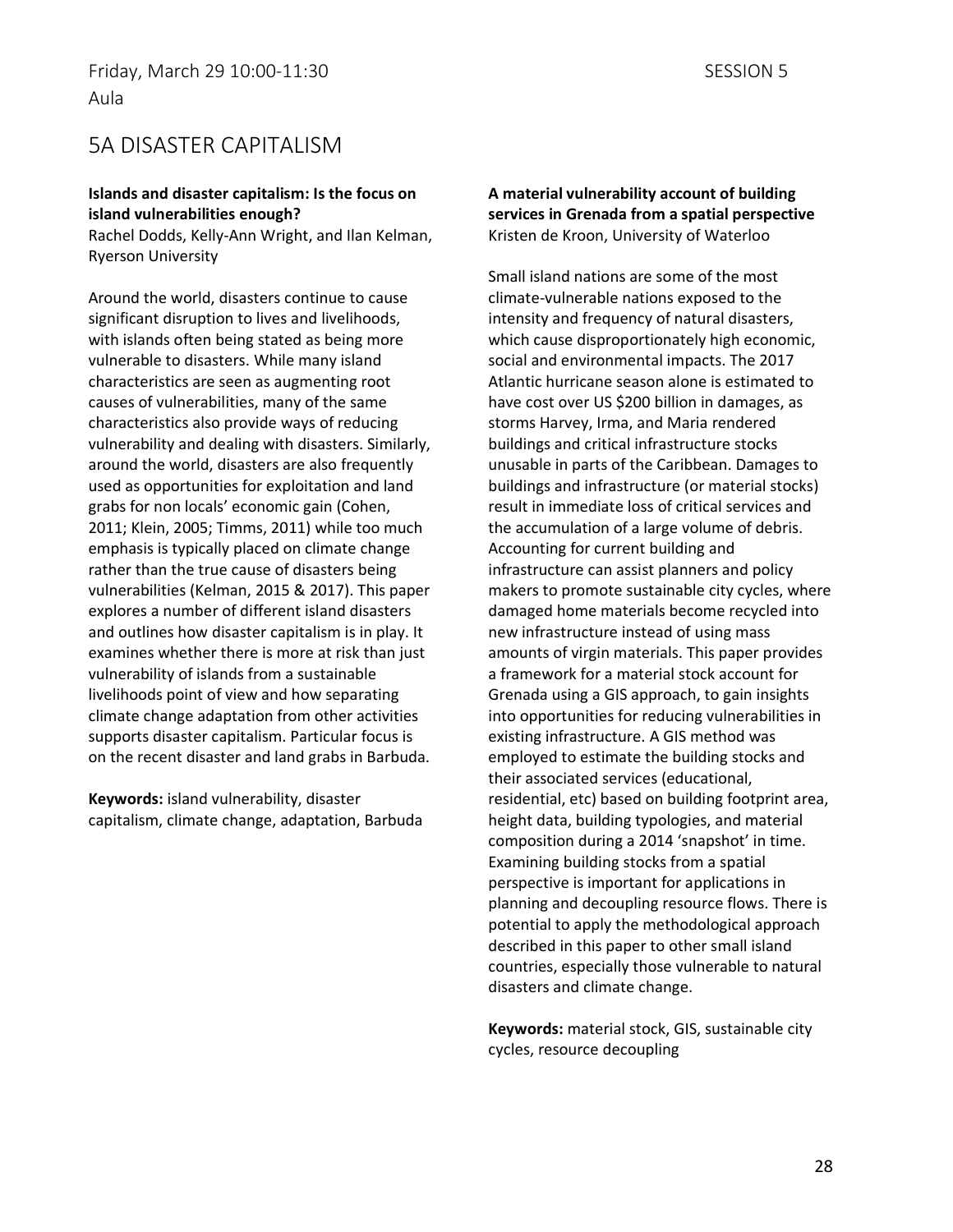Friday, March 29 10:00-11:30 SESSION 5

Aula

## 5A DISASTER CAPITALISM

**Islands and disaster capitalism: Is the focus on island vulnerabilities enough?**
Rachel Dodds, Kelly-Ann Wright, and Ilan Kelman, Ryerson University

Around the world, disasters continue to cause significant disruption to lives and livelihoods, with islands often being stated as being more vulnerable to disasters. While many island characteristics are seen as augmenting root causes of vulnerabilities, many of the same characteristics also provide ways of reducing vulnerability and dealing with disasters. Similarly, around the world, disasters are also frequently used as opportunities for exploitation and land grabs for non locals' economic gain (Cohen, 2011; Klein, 2005; Timms, 2011) while too much emphasis is typically placed on climate change rather than the true cause of disasters being vulnerabilities (Kelman, 2015 & 2017). This paper explores a number of different island disasters and outlines how disaster capitalism is in play. It examines whether there is more at risk than just vulnerability of islands from a sustainable livelihoods point of view and how separating climate change adaptation from other activities supports disaster capitalism. Particular focus is on the recent disaster and land grabs in Barbuda.

**Keywords:** island vulnerability, disaster capitalism, climate change, adaptation, Barbuda

**A material vulnerability account of building services in Grenada from a spatial perspective**
Kristen de Kroon, University of Waterloo

Small island nations are some of the most climate-vulnerable nations exposed to the intensity and frequency of natural disasters, which cause disproportionately high economic, social and environmental impacts. The 2017 Atlantic hurricane season alone is estimated to have cost over US $200 billion in damages, as storms Harvey, Irma, and Maria rendered buildings and critical infrastructure stocks unusable in parts of the Caribbean. Damages to buildings and infrastructure (or material stocks) result in immediate loss of critical services and the accumulation of a large volume of debris. Accounting for current building and infrastructure can assist planners and policy makers to promote sustainable city cycles, where damaged home materials become recycled into new infrastructure instead of using mass amounts of virgin materials. This paper provides a framework for a material stock account for Grenada using a GIS approach, to gain insights into opportunities for reducing vulnerabilities in existing infrastructure. A GIS method was employed to estimate the building stocks and their associated services (educational, residential, etc) based on building footprint area, height data, building typologies, and material composition during a 2014 'snapshot' in time. Examining building stocks from a spatial perspective is important for applications in planning and decoupling resource flows. There is potential to apply the methodological approach described in this paper to other small island countries, especially those vulnerable to natural disasters and climate change.

**Keywords:** material stock, GIS, sustainable city cycles, resource decoupling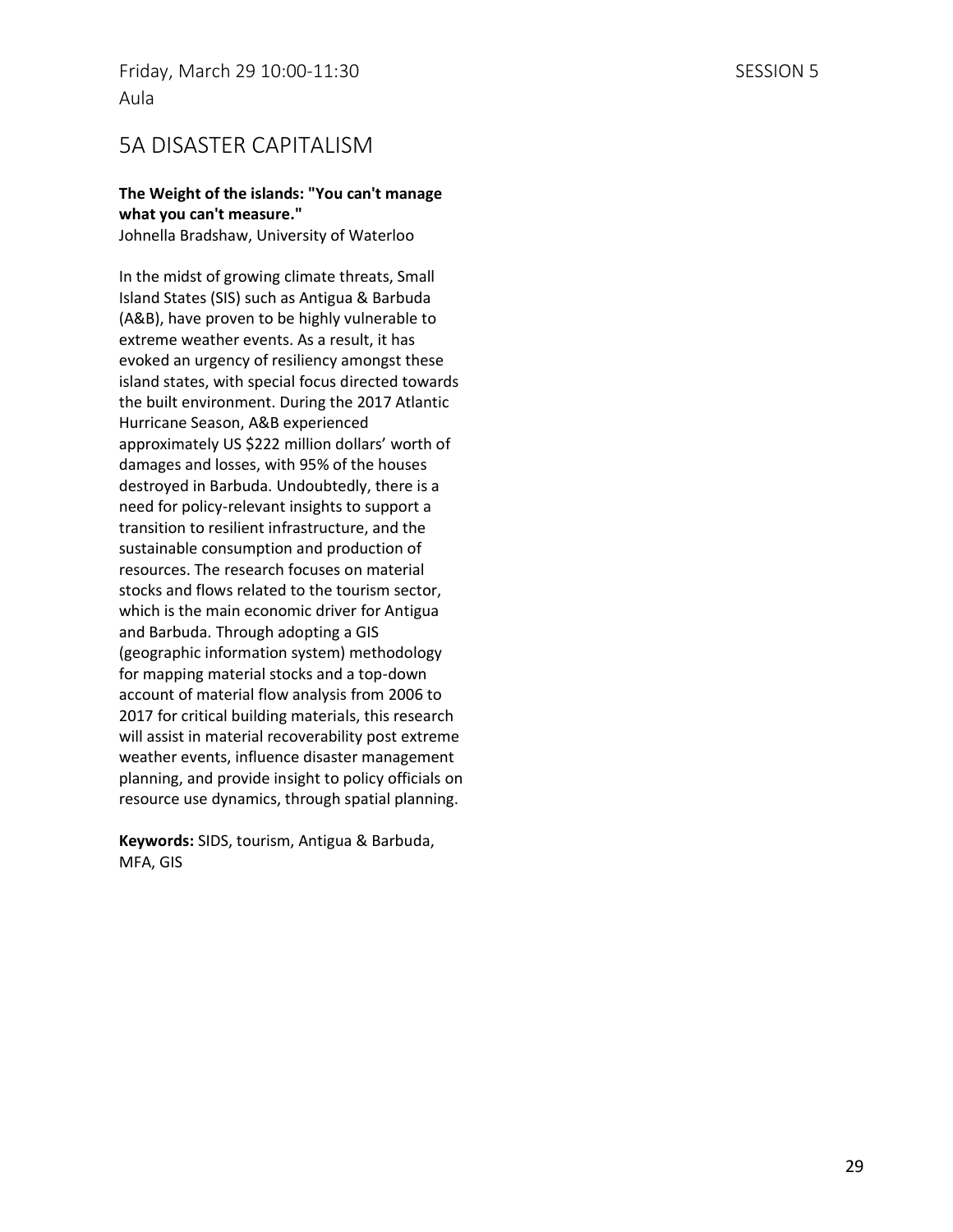Friday, March 29 10:00-11:30 SESSION 5

Aula

## 5A DISASTER CAPITALISM

**The Weight of the islands: "You can't manage what you can't measure."**

Johnella Bradshaw, University of Waterloo

In the midst of growing climate threats, Small Island States (SIS) such as Antigua & Barbuda (A&B), have proven to be highly vulnerable to extreme weather events. As a result, it has evoked an urgency of resiliency amongst these island states, with special focus directed towards the built environment. During the 2017 Atlantic Hurricane Season, A&B experienced approximately US $222 million dollars' worth of damages and losses, with 95% of the houses destroyed in Barbuda. Undoubtedly, there is a need for policy-relevant insights to support a transition to resilient infrastructure, and the sustainable consumption and production of resources. The research focuses on material stocks and flows related to the tourism sector, which is the main economic driver for Antigua and Barbuda. Through adopting a GIS (geographic information system) methodology for mapping material stocks and a top-down account of material flow analysis from 2006 to 2017 for critical building materials, this research will assist in material recoverability post extreme weather events, influence disaster management planning, and provide insight to policy officials on resource use dynamics, through spatial planning.

**Keywords:** SIDS, tourism, Antigua & Barbuda, MFA, GIS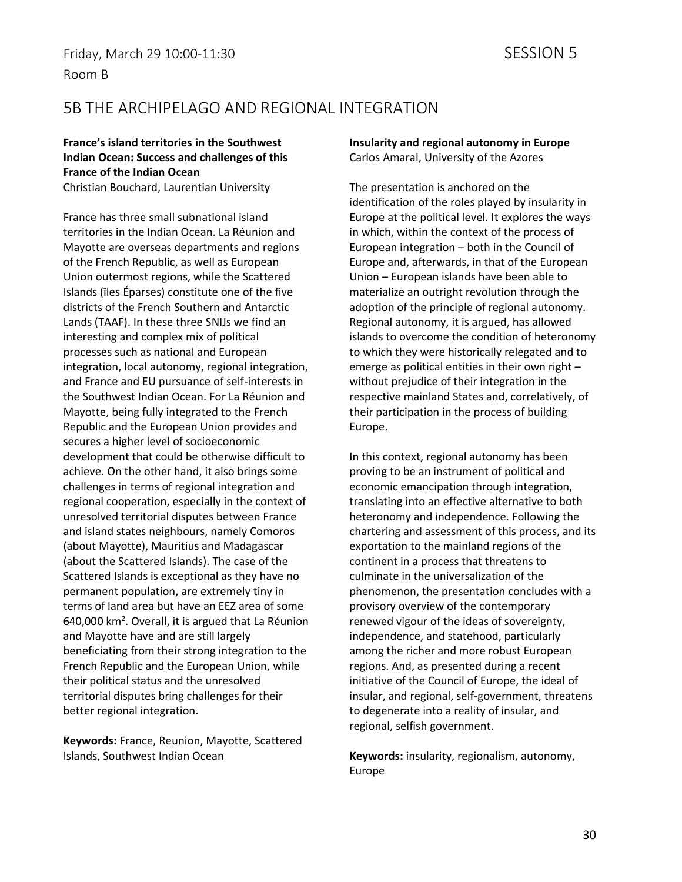Friday, March 29 10:00-11:30 SESSION 5

Room B

## 5B THE ARCHIPELAGO AND REGIONAL INTEGRATION

**France's island territories in the Southwest Indian Ocean: Success and challenges of this France of the Indian Ocean**

Christian Bouchard, Laurentian University

France has three small subnational island territories in the Indian Ocean. La Réunion and Mayotte are overseas departments and regions of the French Republic, as well as European Union outermost regions, while the Scattered Islands (îles Éparses) constitute one of the five districts of the French Southern and Antarctic Lands (TAAF). In these three SNIJs we find an interesting and complex mix of political processes such as national and European integration, local autonomy, regional integration, and France and EU pursuance of self-interests in the Southwest Indian Ocean. For La Réunion and Mayotte, being fully integrated to the French Republic and the European Union provides and secures a higher level of socioeconomic development that could be otherwise difficult to achieve. On the other hand, it also brings some challenges in terms of regional integration and regional cooperation, especially in the context of unresolved territorial disputes between France and island states neighbours, namely Comoros (about Mayotte), Mauritius and Madagascar (about the Scattered Islands). The case of the Scattered Islands is exceptional as they have no permanent population, are extremely tiny in terms of land area but have an EEZ area of some 640,000 km$^2$. Overall, it is argued that La Réunion and Mayotte have and are still largely beneficiating from their strong integration to the French Republic and the European Union, while their political status and the unresolved territorial disputes bring challenges for their better regional integration.

**Keywords:** France, Reunion, Mayotte, Scattered Islands, Southwest Indian Ocean

**Insularity and regional autonomy in Europe**

Carlos Amaral, University of the Azores

The presentation is anchored on the identification of the roles played by insularity in Europe at the political level. It explores the ways in which, within the context of the process of European integration – both in the Council of Europe and, afterwards, in that of the European Union – European islands have been able to materialize an outright revolution through the adoption of the principle of regional autonomy. Regional autonomy, it is argued, has allowed islands to overcome the condition of heteronomy to which they were historically relegated and to emerge as political entities in their own right – without prejudice of their integration in the respective mainland States and, correlatively, of their participation in the process of building Europe.

In this context, regional autonomy has been proving to be an instrument of political and economic emancipation through integration, translating into an effective alternative to both heteronomy and independence. Following the chartering and assessment of this process, and its exportation to the mainland regions of the continent in a process that threatens to culminate in the universalization of the phenomenon, the presentation concludes with a provisory overview of the contemporary renewed vigour of the ideas of sovereignty, independence, and statehood, particularly among the richer and more robust European regions. And, as presented during a recent initiative of the Council of Europe, the ideal of insular, and regional, self-government, threatens to degenerate into a reality of insular, and regional, selfish government.

**Keywords:** insularity, regionalism, autonomy, Europe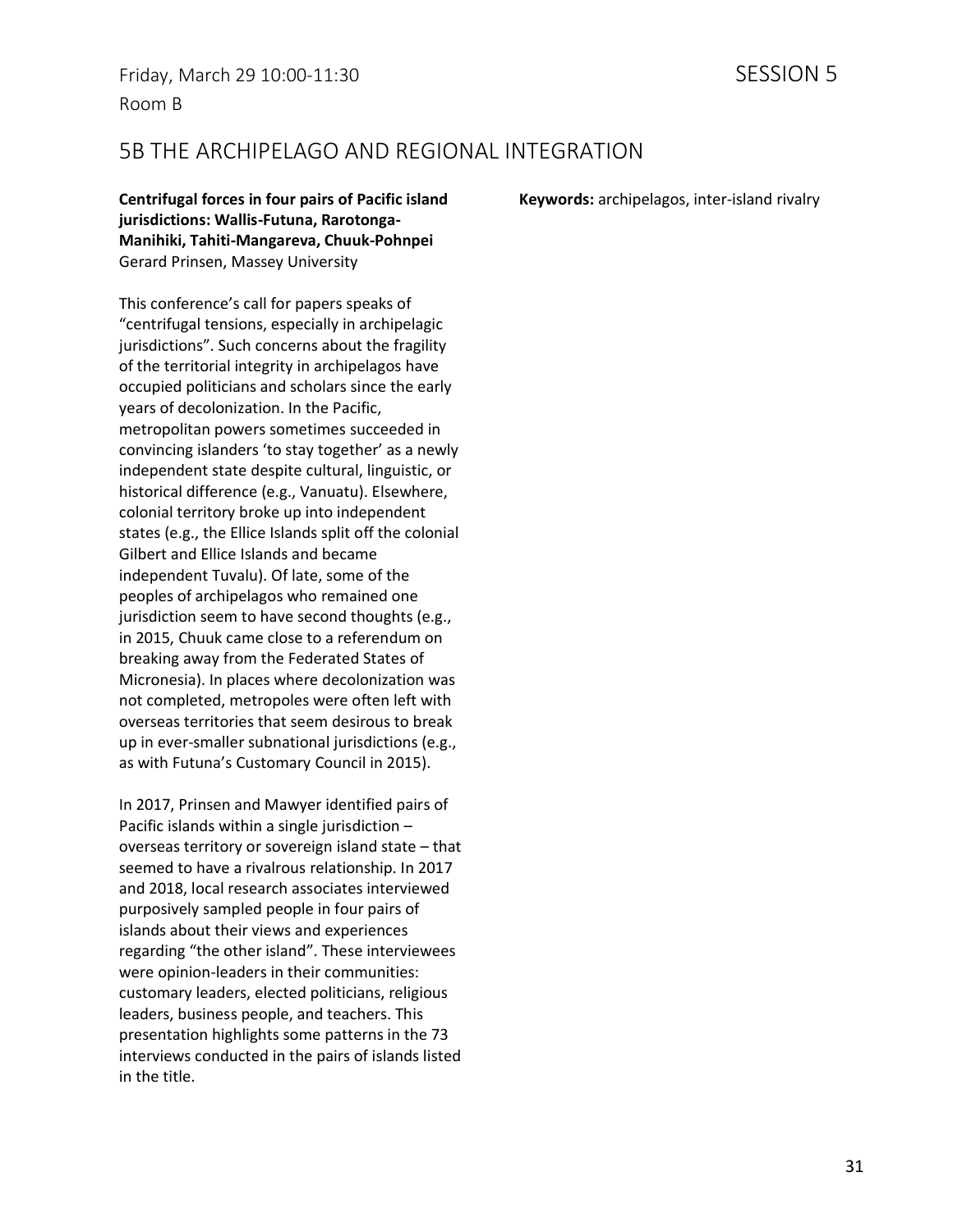Friday, March 29 10:00-11:30

Room B

SESSION 5

## 5B THE ARCHIPELAGO AND REGIONAL INTEGRATION

**Centrifugal forces in four pairs of Pacific island jurisdictions: Wallis-Futuna, Rarotonga-Manihiki, Tahiti-Mangareva, Chuuk-Pohnpei**
Gerard Prinsen, Massey University

This conference's call for papers speaks of "centrifugal tensions, especially in archipelagic jurisdictions". Such concerns about the fragility of the territorial integrity in archipelagos have occupied politicians and scholars since the early years of decolonization. In the Pacific, metropolitan powers sometimes succeeded in convincing islanders 'to stay together' as a newly independent state despite cultural, linguistic, or historical difference (e.g., Vanuatu). Elsewhere, colonial territory broke up into independent states (e.g., the Ellice Islands split off the colonial Gilbert and Ellice Islands and became independent Tuvalu). Of late, some of the peoples of archipelagos who remained one jurisdiction seem to have second thoughts (e.g., in 2015, Chuuk came close to a referendum on breaking away from the Federated States of Micronesia). In places where decolonization was not completed, metropoles were often left with overseas territories that seem desirous to break up in ever-smaller subnational jurisdictions (e.g., as with Futuna's Customary Council in 2015).

In 2017, Prinsen and Mawyer identified pairs of Pacific islands within a single jurisdiction – overseas territory or sovereign island state – that seemed to have a rivalrous relationship. In 2017 and 2018, local research associates interviewed purposively sampled people in four pairs of islands about their views and experiences regarding "the other island". These interviewees were opinion-leaders in their communities: customary leaders, elected politicians, religious leaders, business people, and teachers. This presentation highlights some patterns in the 73 interviews conducted in the pairs of islands listed in the title.

**Keywords:** archipelagos, inter-island rivalry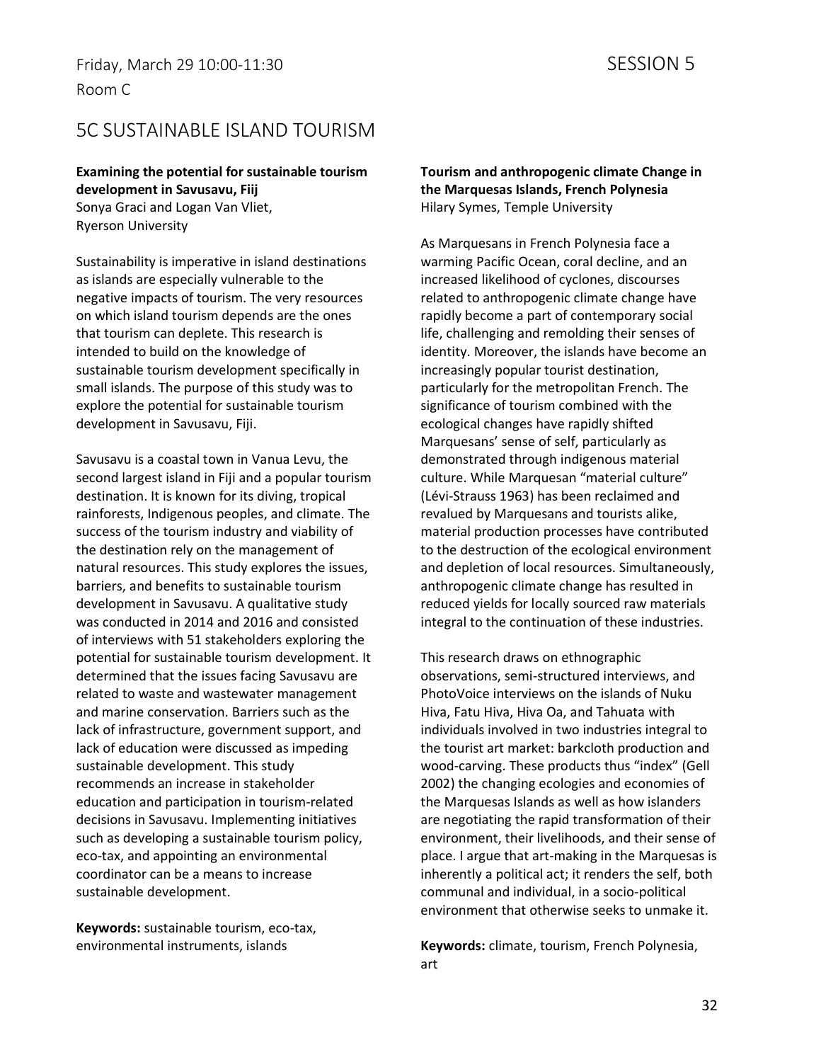Friday, March 29 10:00-11:30

Room C

SESSION 5

# 5C SUSTAINABLE ISLAND TOURISM

**Examining the potential for sustainable tourism development in Savusavu, Fiij**
Sonya Graci and Logan Van Vliet,
Ryerson University

Sustainability is imperative in island destinations as islands are especially vulnerable to the negative impacts of tourism. The very resources on which island tourism depends are the ones that tourism can deplete. This research is intended to build on the knowledge of sustainable tourism development specifically in small islands. The purpose of this study was to explore the potential for sustainable tourism development in Savusavu, Fiji.

Savusavu is a coastal town in Vanua Levu, the second largest island in Fiji and a popular tourism destination. It is known for its diving, tropical rainforests, Indigenous peoples, and climate. The success of the tourism industry and viability of the destination rely on the management of natural resources. This study explores the issues, barriers, and benefits to sustainable tourism development in Savusavu. A qualitative study was conducted in 2014 and 2016 and consisted of interviews with 51 stakeholders exploring the potential for sustainable tourism development. It determined that the issues facing Savusavu are related to waste and wastewater management and marine conservation. Barriers such as the lack of infrastructure, government support, and lack of education were discussed as impeding sustainable development. This study recommends an increase in stakeholder education and participation in tourism-related decisions in Savusavu. Implementing initiatives such as developing a sustainable tourism policy, eco-tax, and appointing an environmental coordinator can be a means to increase sustainable development.

**Keywords:** sustainable tourism, eco-tax, environmental instruments, islands

**Tourism and anthropogenic climate Change in the Marquesas Islands, French Polynesia**
Hilary Symes, Temple University

As Marquesans in French Polynesia face a warming Pacific Ocean, coral decline, and an increased likelihood of cyclones, discourses related to anthropogenic climate change have rapidly become a part of contemporary social life, challenging and remolding their senses of identity. Moreover, the islands have become an increasingly popular tourist destination, particularly for the metropolitan French. The significance of tourism combined with the ecological changes have rapidly shifted Marquesans' sense of self, particularly as demonstrated through indigenous material culture. While Marquesan "material culture" (Lévi-Strauss 1963) has been reclaimed and revalued by Marquesans and tourists alike, material production processes have contributed to the destruction of the ecological environment and depletion of local resources. Simultaneously, anthropogenic climate change has resulted in reduced yields for locally sourced raw materials integral to the continuation of these industries.

This research draws on ethnographic observations, semi-structured interviews, and PhotoVoice interviews on the islands of Nuku Hiva, Fatu Hiva, Hiva Oa, and Tahuata with individuals involved in two industries integral to the tourist art market: barkcloth production and wood-carving. These products thus "index" (Gell 2002) the changing ecologies and economies of the Marquesas Islands as well as how islanders are negotiating the rapid transformation of their environment, their livelihoods, and their sense of place. I argue that art-making in the Marquesas is inherently a political act; it renders the self, both communal and individual, in a socio-political environment that otherwise seeks to unmake it.

**Keywords:** climate, tourism, French Polynesia, art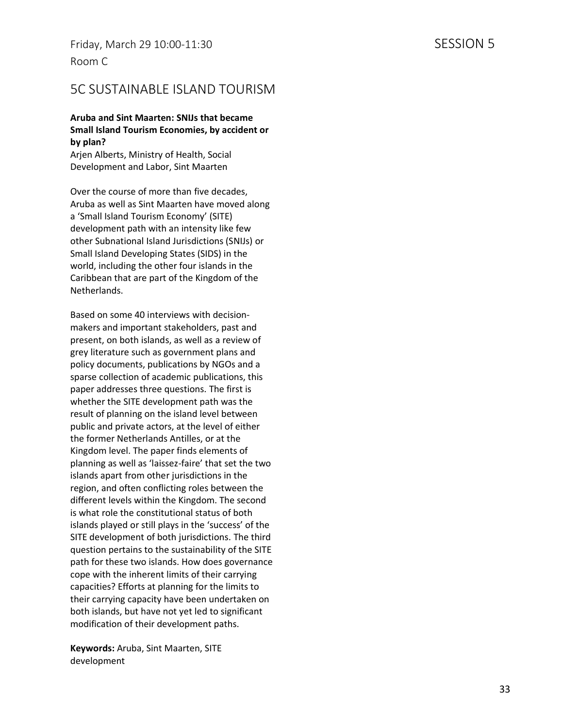Friday, March 29 10:00-11:30

Room C

SESSION 5

## 5C SUSTAINABLE ISLAND TOURISM

**Aruba and Sint Maarten: SNIJs that became Small Island Tourism Economies, by accident or by plan?**

Arjen Alberts, Ministry of Health, Social Development and Labor, Sint Maarten

Over the course of more than five decades, Aruba as well as Sint Maarten have moved along a 'Small Island Tourism Economy' (SITE) development path with an intensity like few other Subnational Island Jurisdictions (SNIJs) or Small Island Developing States (SIDS) in the world, including the other four islands in the Caribbean that are part of the Kingdom of the Netherlands.

Based on some 40 interviews with decision-makers and important stakeholders, past and present, on both islands, as well as a review of grey literature such as government plans and policy documents, publications by NGOs and a sparse collection of academic publications, this paper addresses three questions. The first is whether the SITE development path was the result of planning on the island level between public and private actors, at the level of either the former Netherlands Antilles, or at the Kingdom level. The paper finds elements of planning as well as 'laissez-faire' that set the two islands apart from other jurisdictions in the region, and often conflicting roles between the different levels within the Kingdom. The second is what role the constitutional status of both islands played or still plays in the 'success' of the SITE development of both jurisdictions. The third question pertains to the sustainability of the SITE path for these two islands. How does governance cope with the inherent limits of their carrying capacities? Efforts at planning for the limits to their carrying capacity have been undertaken on both islands, but have not yet led to significant modification of their development paths.

**Keywords:** Aruba, Sint Maarten, SITE development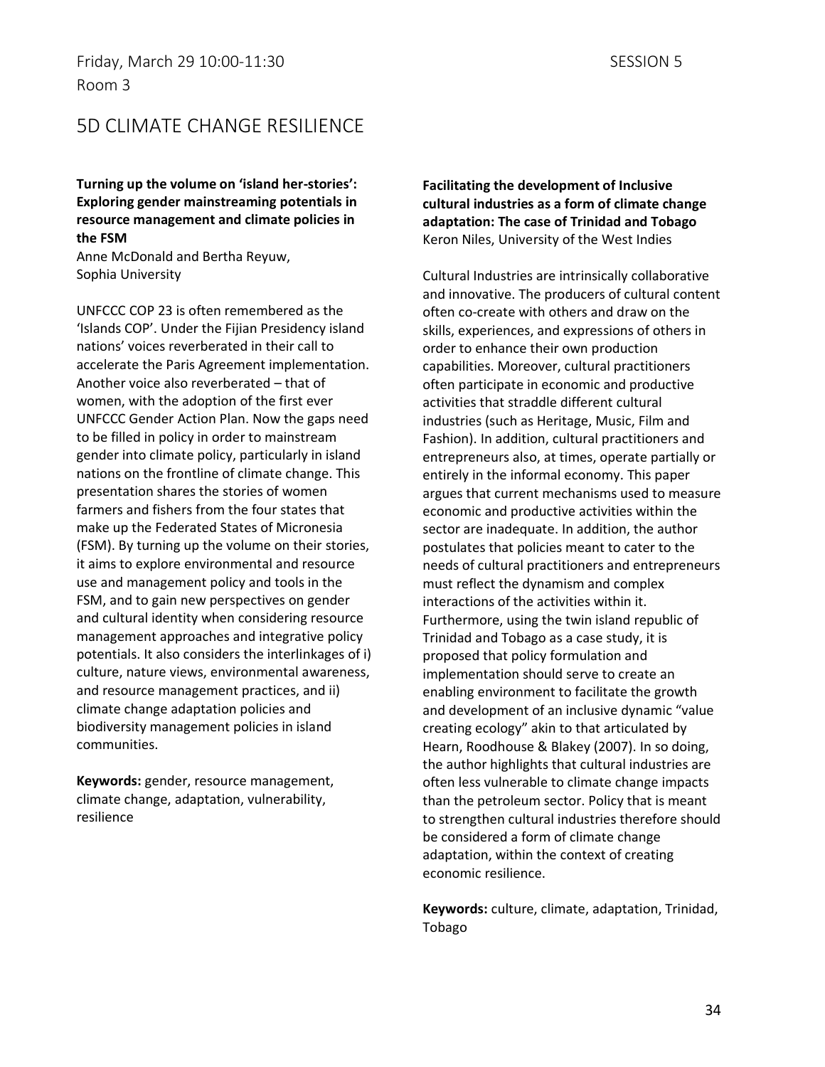Friday, March 29 10:00-11:30 SESSION 5
Room 3

# 5D CLIMATE CHANGE RESILIENCE

**Turning up the volume on 'island her-stories': Exploring gender mainstreaming potentials in resource management and climate policies in the FSM**
Anne McDonald and Bertha Reyuw,
Sophia University

UNFCCC COP 23 is often remembered as the 'Islands COP'. Under the Fijian Presidency island nations' voices reverberated in their call to accelerate the Paris Agreement implementation. Another voice also reverberated – that of women, with the adoption of the first ever UNFCCC Gender Action Plan. Now the gaps need to be filled in policy in order to mainstream gender into climate policy, particularly in island nations on the frontline of climate change. This presentation shares the stories of women farmers and fishers from the four states that make up the Federated States of Micronesia (FSM). By turning up the volume on their stories, it aims to explore environmental and resource use and management policy and tools in the FSM, and to gain new perspectives on gender and cultural identity when considering resource management approaches and integrative policy potentials. It also considers the interlinkages of i) culture, nature views, environmental awareness, and resource management practices, and ii) climate change adaptation policies and biodiversity management policies in island communities.

**Keywords:** gender, resource management, climate change, adaptation, vulnerability, resilience

**Facilitating the development of Inclusive cultural industries as a form of climate change adaptation: The case of Trinidad and Tobago**
Keron Niles, University of the West Indies

Cultural Industries are intrinsically collaborative and innovative. The producers of cultural content often co-create with others and draw on the skills, experiences, and expressions of others in order to enhance their own production capabilities. Moreover, cultural practitioners often participate in economic and productive activities that straddle different cultural industries (such as Heritage, Music, Film and Fashion). In addition, cultural practitioners and entrepreneurs also, at times, operate partially or entirely in the informal economy. This paper argues that current mechanisms used to measure economic and productive activities within the sector are inadequate. In addition, the author postulates that policies meant to cater to the needs of cultural practitioners and entrepreneurs must reflect the dynamism and complex interactions of the activities within it. Furthermore, using the twin island republic of Trinidad and Tobago as a case study, it is proposed that policy formulation and implementation should serve to create an enabling environment to facilitate the growth and development of an inclusive dynamic "value creating ecology" akin to that articulated by Hearn, Roodhouse & Blakey (2007). In so doing, the author highlights that cultural industries are often less vulnerable to climate change impacts than the petroleum sector. Policy that is meant to strengthen cultural industries therefore should be considered a form of climate change adaptation, within the context of creating economic resilience.

**Keywords:** culture, climate, adaptation, Trinidad, Tobago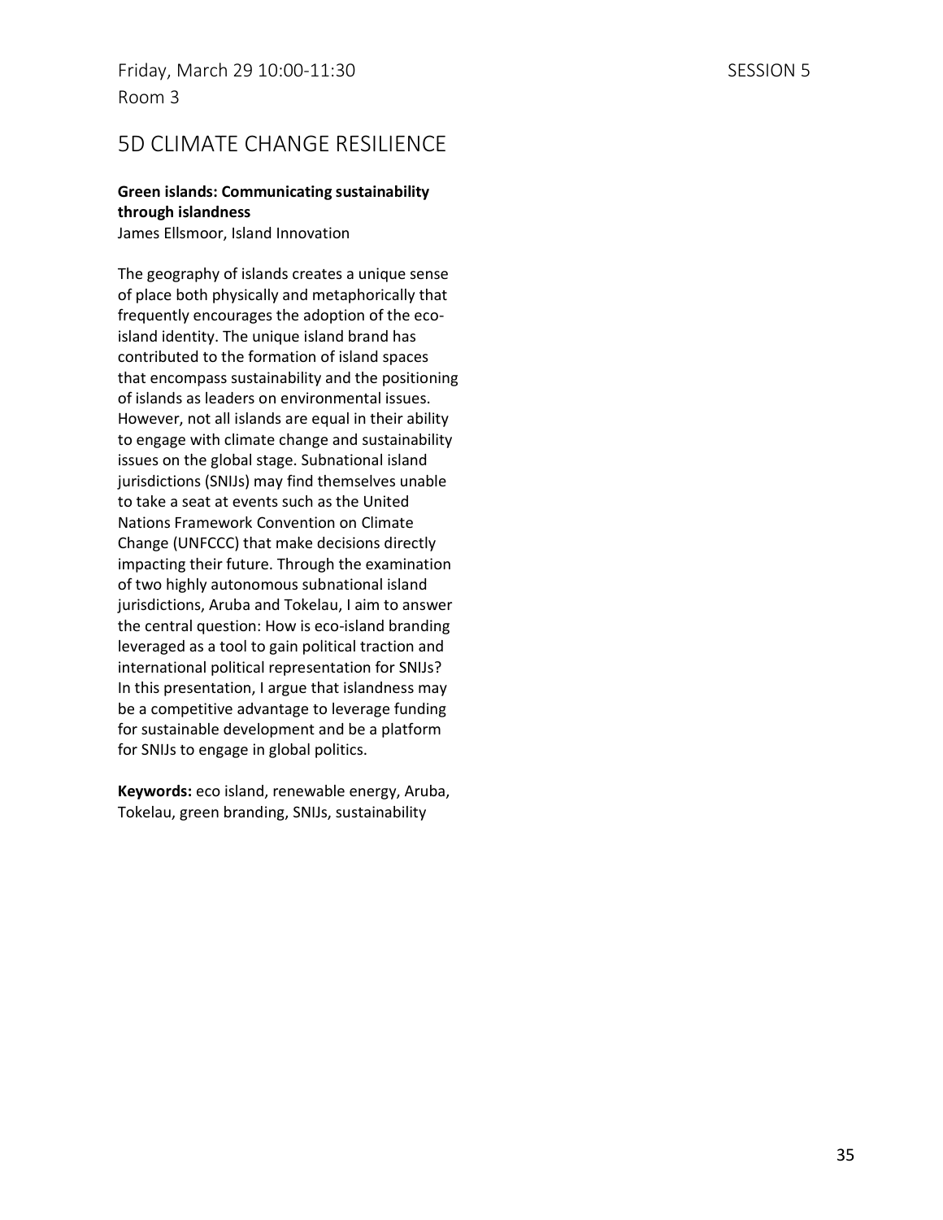Friday, March 29 10:00-11:30 SESSION 5
Room 3

## 5D CLIMATE CHANGE RESILIENCE

**Green islands: Communicating sustainability through islandness**
James Ellsmoor, Island Innovation

The geography of islands creates a unique sense of place both physically and metaphorically that frequently encourages the adoption of the eco-island identity. The unique island brand has contributed to the formation of island spaces that encompass sustainability and the positioning of islands as leaders on environmental issues. However, not all islands are equal in their ability to engage with climate change and sustainability issues on the global stage. Subnational island jurisdictions (SNIJs) may find themselves unable to take a seat at events such as the United Nations Framework Convention on Climate Change (UNFCCC) that make decisions directly impacting their future. Through the examination of two highly autonomous subnational island jurisdictions, Aruba and Tokelau, I aim to answer the central question: How is eco-island branding leveraged as a tool to gain political traction and international political representation for SNIJs? In this presentation, I argue that islandness may be a competitive advantage to leverage funding for sustainable development and be a platform for SNIJs to engage in global politics.

**Keywords:** eco island, renewable energy, Aruba, Tokelau, green branding, SNIJs, sustainability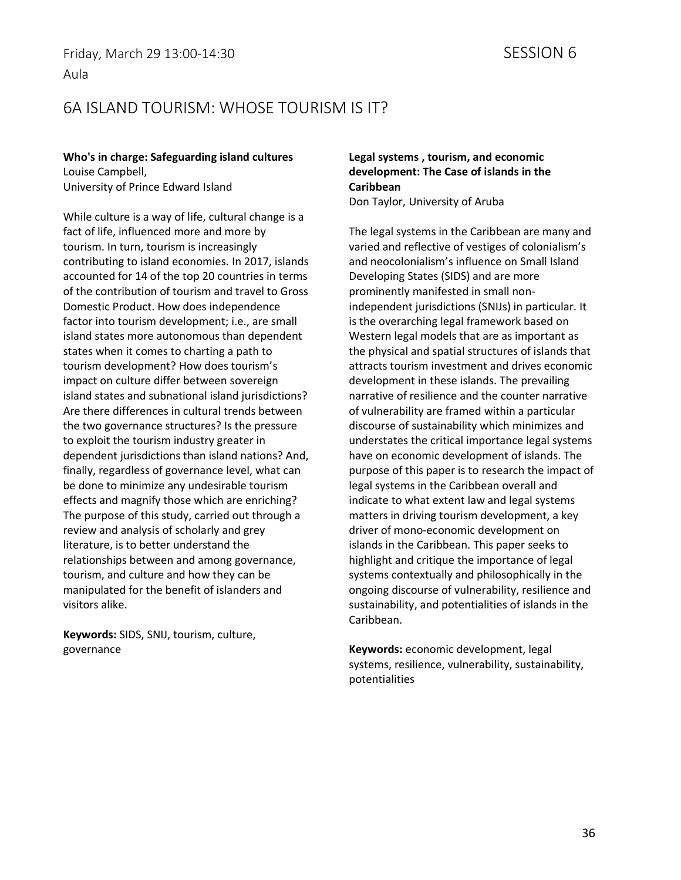Friday, March 29 13:00-14:30

SESSION 6

Aula

## 6A ISLAND TOURISM: WHOSE TOURISM IS IT?

**Who's in charge: Safeguarding island cultures**
Louise Campbell,
University of Prince Edward Island

While culture is a way of life, cultural change is a fact of life, influenced more and more by tourism. In turn, tourism is increasingly contributing to island economies. In 2017, islands accounted for 14 of the top 20 countries in terms of the contribution of tourism and travel to Gross Domestic Product. How does independence factor into tourism development; i.e., are small island states more autonomous than dependent states when it comes to charting a path to tourism development? How does tourism's impact on culture differ between sovereign island states and subnational island jurisdictions? Are there differences in cultural trends between the two governance structures? Is the pressure to exploit the tourism industry greater in dependent jurisdictions than island nations? And, finally, regardless of governance level, what can be done to minimize any undesirable tourism effects and magnify those which are enriching? The purpose of this study, carried out through a review and analysis of scholarly and grey literature, is to better understand the relationships between and among governance, tourism, and culture and how they can be manipulated for the benefit of islanders and visitors alike.

**Keywords:** SIDS, SNIJ, tourism, culture, governance

**Legal systems , tourism, and economic development: The Case of islands in the Caribbean**
Don Taylor, University of Aruba

The legal systems in the Caribbean are many and varied and reflective of vestiges of colonialism's and neocolonialism's influence on Small Island Developing States (SIDS) and are more prominently manifested in small non-independent jurisdictions (SNIJs) in particular. It is the overarching legal framework based on Western legal models that are as important as the physical and spatial structures of islands that attracts tourism investment and drives economic development in these islands. The prevailing narrative of resilience and the counter narrative of vulnerability are framed within a particular discourse of sustainability which minimizes and understates the critical importance legal systems have on economic development of islands. The purpose of this paper is to research the impact of legal systems in the Caribbean overall and indicate to what extent law and legal systems matters in driving tourism development, a key driver of mono-economic development on islands in the Caribbean. This paper seeks to highlight and critique the importance of legal systems contextually and philosophically in the ongoing discourse of vulnerability, resilience and sustainability, and potentialities of islands in the Caribbean.

**Keywords:** economic development, legal systems, resilience, vulnerability, sustainability, potentialities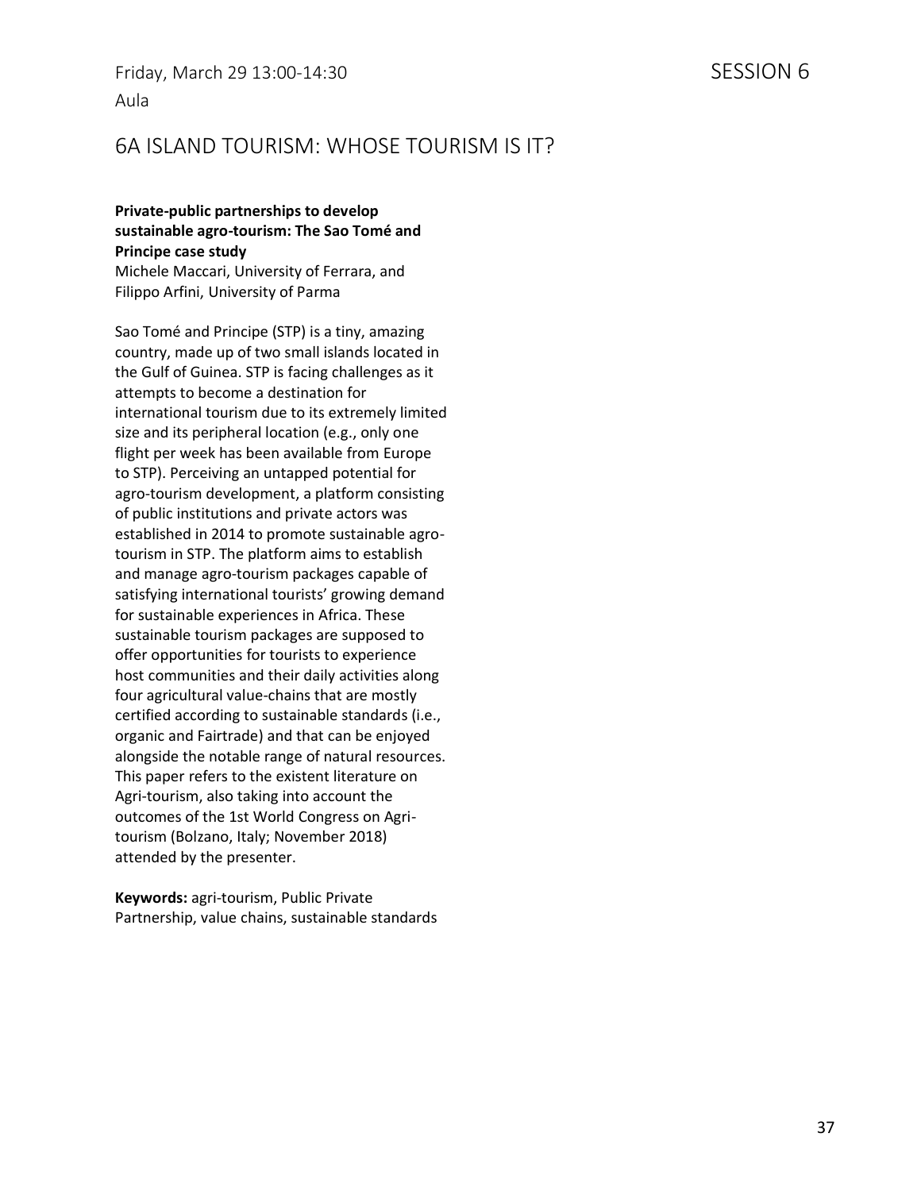Friday, March 29 13:00-14:30

Aula

SESSION 6

## 6A ISLAND TOURISM: WHOSE TOURISM IS IT?

**Private-public partnerships to develop sustainable agro-tourism: The Sao Tomé and Principe case study**

Michele Maccari, University of Ferrara, and Filippo Arfini, University of Parma

Sao Tomé and Principe (STP) is a tiny, amazing country, made up of two small islands located in the Gulf of Guinea. STP is facing challenges as it attempts to become a destination for international tourism due to its extremely limited size and its peripheral location (e.g., only one flight per week has been available from Europe to STP). Perceiving an untapped potential for agro-tourism development, a platform consisting of public institutions and private actors was established in 2014 to promote sustainable agro-tourism in STP. The platform aims to establish and manage agro-tourism packages capable of satisfying international tourists' growing demand for sustainable experiences in Africa. These sustainable tourism packages are supposed to offer opportunities for tourists to experience host communities and their daily activities along four agricultural value-chains that are mostly certified according to sustainable standards (i.e., organic and Fairtrade) and that can be enjoyed alongside the notable range of natural resources. This paper refers to the existent literature on Agri-tourism, also taking into account the outcomes of the 1st World Congress on Agri-tourism (Bolzano, Italy; November 2018) attended by the presenter.

**Keywords:** agri-tourism, Public Private Partnership, value chains, sustainable standards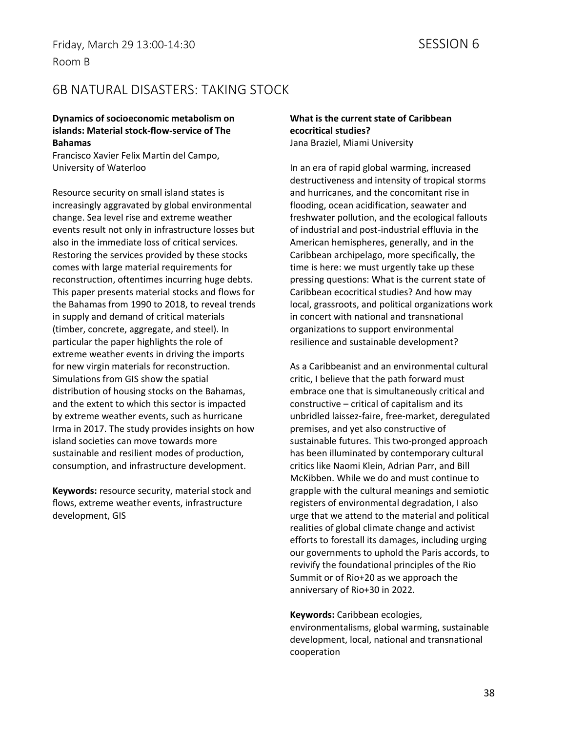Friday, March 29 13:00-14:30

SESSION 6

Room B

# 6B NATURAL DISASTERS: TAKING STOCK

**Dynamics of socioeconomic metabolism on islands: Material stock-flow-service of The Bahamas**

Francisco Xavier Felix Martin del Campo, University of Waterloo

Resource security on small island states is increasingly aggravated by global environmental change. Sea level rise and extreme weather events result not only in infrastructure losses but also in the immediate loss of critical services. Restoring the services provided by these stocks comes with large material requirements for reconstruction, oftentimes incurring huge debts. This paper presents material stocks and flows for the Bahamas from 1990 to 2018, to reveal trends in supply and demand of critical materials (timber, concrete, aggregate, and steel). In particular the paper highlights the role of extreme weather events in driving the imports for new virgin materials for reconstruction. Simulations from GIS show the spatial distribution of housing stocks on the Bahamas, and the extent to which this sector is impacted by extreme weather events, such as hurricane Irma in 2017. The study provides insights on how island societies can move towards more sustainable and resilient modes of production, consumption, and infrastructure development.

**Keywords:** resource security, material stock and flows, extreme weather events, infrastructure development, GIS

**What is the current state of Caribbean ecocritical studies?**

Jana Braziel, Miami University

In an era of rapid global warming, increased destructiveness and intensity of tropical storms and hurricanes, and the concomitant rise in flooding, ocean acidification, seawater and freshwater pollution, and the ecological fallouts of industrial and post-industrial effluvia in the American hemispheres, generally, and in the Caribbean archipelago, more specifically, the time is here: we must urgently take up these pressing questions: What is the current state of Caribbean ecocritical studies? And how may local, grassroots, and political organizations work in concert with national and transnational organizations to support environmental resilience and sustainable development?

As a Caribbeanist and an environmental cultural critic, I believe that the path forward must embrace one that is simultaneously critical and constructive – critical of capitalism and its unbridled laissez-faire, free-market, deregulated premises, and yet also constructive of sustainable futures. This two-pronged approach has been illuminated by contemporary cultural critics like Naomi Klein, Adrian Parr, and Bill McKibben. While we do and must continue to grapple with the cultural meanings and semiotic registers of environmental degradation, I also urge that we attend to the material and political realities of global climate change and activist efforts to forestall its damages, including urging our governments to uphold the Paris accords, to revivify the foundational principles of the Rio Summit or of Rio+20 as we approach the anniversary of Rio+30 in 2022.

**Keywords:** Caribbean ecologies, environmentalisms, global warming, sustainable development, local, national and transnational cooperation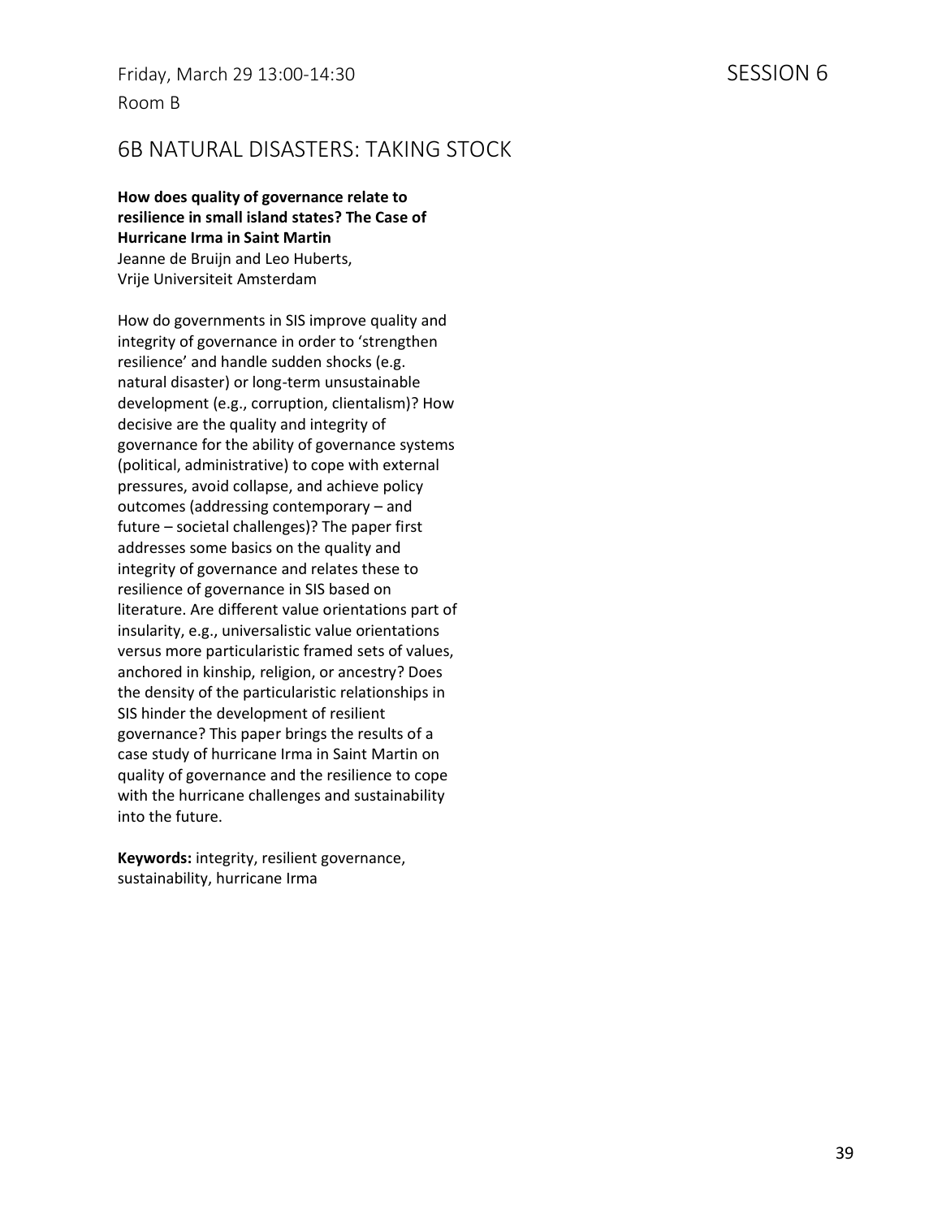Friday, March 29 13:00-14:30

Room B

SESSION 6

## 6B NATURAL DISASTERS: TAKING STOCK

**How does quality of governance relate to resilience in small island states? The Case of Hurricane Irma in Saint Martin**

Jeanne de Bruijn and Leo Huberts, Vrije Universiteit Amsterdam

How do governments in SIS improve quality and integrity of governance in order to 'strengthen resilience' and handle sudden shocks (e.g. natural disaster) or long-term unsustainable development (e.g., corruption, clientalism)? How decisive are the quality and integrity of governance for the ability of governance systems (political, administrative) to cope with external pressures, avoid collapse, and achieve policy outcomes (addressing contemporary – and future – societal challenges)? The paper first addresses some basics on the quality and integrity of governance and relates these to resilience of governance in SIS based on literature. Are different value orientations part of insularity, e.g., universalistic value orientations versus more particularistic framed sets of values, anchored in kinship, religion, or ancestry? Does the density of the particularistic relationships in SIS hinder the development of resilient governance? This paper brings the results of a case study of hurricane Irma in Saint Martin on quality of governance and the resilience to cope with the hurricane challenges and sustainability into the future.

**Keywords:** integrity, resilient governance, sustainability, hurricane Irma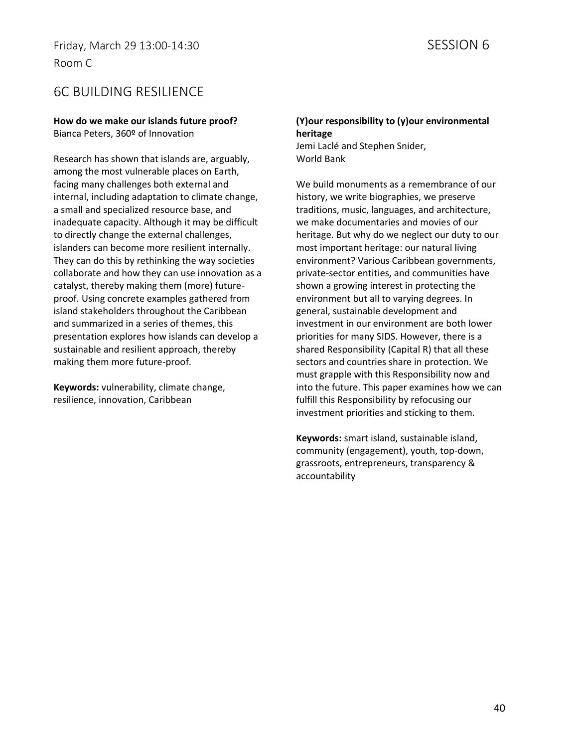Friday, March 29 13:00-14:30

SESSION 6

Room C

## 6C BUILDING RESILIENCE

**How do we make our islands future proof?**
Bianca Peters, 360º of Innovation

Research has shown that islands are, arguably, among the most vulnerable places on Earth, facing many challenges both external and internal, including adaptation to climate change, a small and specialized resource base, and inadequate capacity. Although it may be difficult to directly change the external challenges, islanders can become more resilient internally. They can do this by rethinking the way societies collaborate and how they can use innovation as a catalyst, thereby making them (more) future-proof. Using concrete examples gathered from island stakeholders throughout the Caribbean and summarized in a series of themes, this presentation explores how islands can develop a sustainable and resilient approach, thereby making them more future-proof.

**Keywords:** vulnerability, climate change, resilience, innovation, Caribbean

**(Y)our responsibility to (y)our environmental heritage**
Jemi Laclé and Stephen Snider,
World Bank

We build monuments as a remembrance of our history, we write biographies, we preserve traditions, music, languages, and architecture, we make documentaries and movies of our heritage. But why do we neglect our duty to our most important heritage: our natural living environment? Various Caribbean governments, private-sector entities, and communities have shown a growing interest in protecting the environment but all to varying degrees. In general, sustainable development and investment in our environment are both lower priorities for many SIDS. However, there is a shared Responsibility (Capital R) that all these sectors and countries share in protection. We must grapple with this Responsibility now and into the future. This paper examines how we can fulfill this Responsibility by refocusing our investment priorities and sticking to them.

**Keywords:** smart island, sustainable island, community (engagement), youth, top-down, grassroots, entrepreneurs, transparency & accountability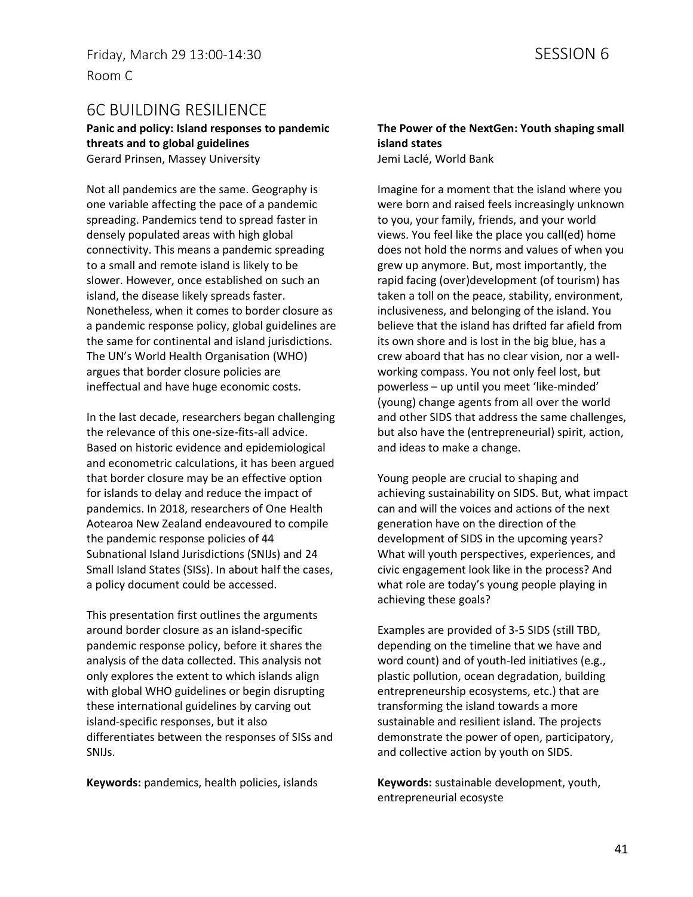Friday, March 29 13:00-14:30

Room C

SESSION 6

## 6C BUILDING RESILIENCE

**Panic and policy: Island responses to pandemic threats and to global guidelines**
Gerard Prinsen, Massey University

Not all pandemics are the same. Geography is one variable affecting the pace of a pandemic spreading. Pandemics tend to spread faster in densely populated areas with high global connectivity. This means a pandemic spreading to a small and remote island is likely to be slower. However, once established on such an island, the disease likely spreads faster. Nonetheless, when it comes to border closure as a pandemic response policy, global guidelines are the same for continental and island jurisdictions. The UN's World Health Organisation (WHO) argues that border closure policies are ineffectual and have huge economic costs.

In the last decade, researchers began challenging the relevance of this one-size-fits-all advice. Based on historic evidence and epidemiological and econometric calculations, it has been argued that border closure may be an effective option for islands to delay and reduce the impact of pandemics. In 2018, researchers of One Health Aotearoa New Zealand endeavoured to compile the pandemic response policies of 44 Subnational Island Jurisdictions (SNIJs) and 24 Small Island States (SISs). In about half the cases, a policy document could be accessed.

This presentation first outlines the arguments around border closure as an island-specific pandemic response policy, before it shares the analysis of the data collected. This analysis not only explores the extent to which islands align with global WHO guidelines or begin disrupting these international guidelines by carving out island-specific responses, but it also differentiates between the responses of SISs and SNIJs.

**Keywords:** pandemics, health policies, islands

**The Power of the NextGen: Youth shaping small island states**
Jemi Laclé, World Bank

Imagine for a moment that the island where you were born and raised feels increasingly unknown to you, your family, friends, and your world views. You feel like the place you call(ed) home does not hold the norms and values of when you grew up anymore. But, most importantly, the rapid facing (over)development (of tourism) has taken a toll on the peace, stability, environment, inclusiveness, and belonging of the island. You believe that the island has drifted far afield from its own shore and is lost in the big blue, has a crew aboard that has no clear vision, nor a well-working compass. You not only feel lost, but powerless – up until you meet 'like-minded' (young) change agents from all over the world and other SIDS that address the same challenges, but also have the (entrepreneurial) spirit, action, and ideas to make a change.

Young people are crucial to shaping and achieving sustainability on SIDS. But, what impact can and will the voices and actions of the next generation have on the direction of the development of SIDS in the upcoming years? What will youth perspectives, experiences, and civic engagement look like in the process? And what role are today's young people playing in achieving these goals?

Examples are provided of 3-5 SIDS (still TBD, depending on the timeline that we have and word count) and of youth-led initiatives (e.g., plastic pollution, ocean degradation, building entrepreneurship ecosystems, etc.) that are transforming the island towards a more sustainable and resilient island. The projects demonstrate the power of open, participatory, and collective action by youth on SIDS.

**Keywords:** sustainable development, youth, entrepreneurial ecosyste